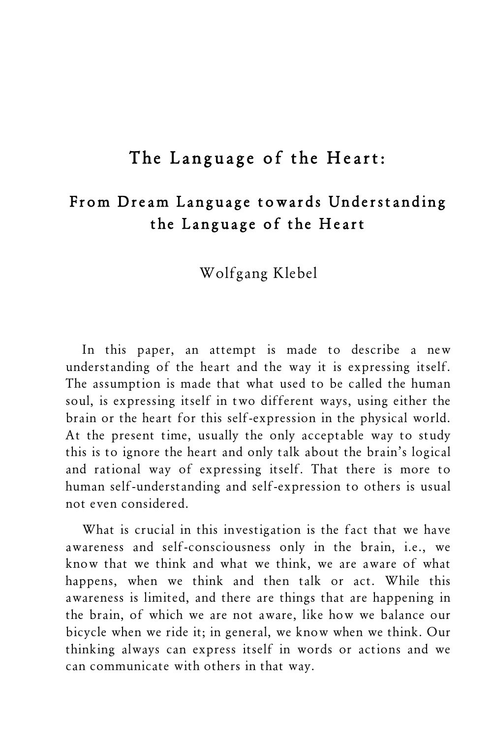# The Language of the Heart:

## From Dream Language towards Understanding the Language of the Heart

Wolfgang Klebel

In this paper, an attempt is made to describe a new understanding of the heart and the way it is expressing itself. The assumption is made that what used to be called the human soul, is expressing itself in two different ways, using either the brain or the heart for this self-expression in the physical world. At the present time, usually the only acceptable way to study this is to ignore the heart and only talk about the brain's logical and rational way of expressing itself. That there is more to human self-understanding and self-expression to others is usual not even considered.

What is crucial in this investigation is the fact that we have awareness and self-consciousness only in the brain, i.e., we know that we think and what we think, we are aware of what happens, when we think and then talk or act. While this awareness is limited, and there are things that are happening in the brain, of which we are not aware, like how we balance our bicycle when we ride it; in general, we know when we think. Our thinking always can express itself in words or actions and we can communicate with others in that way.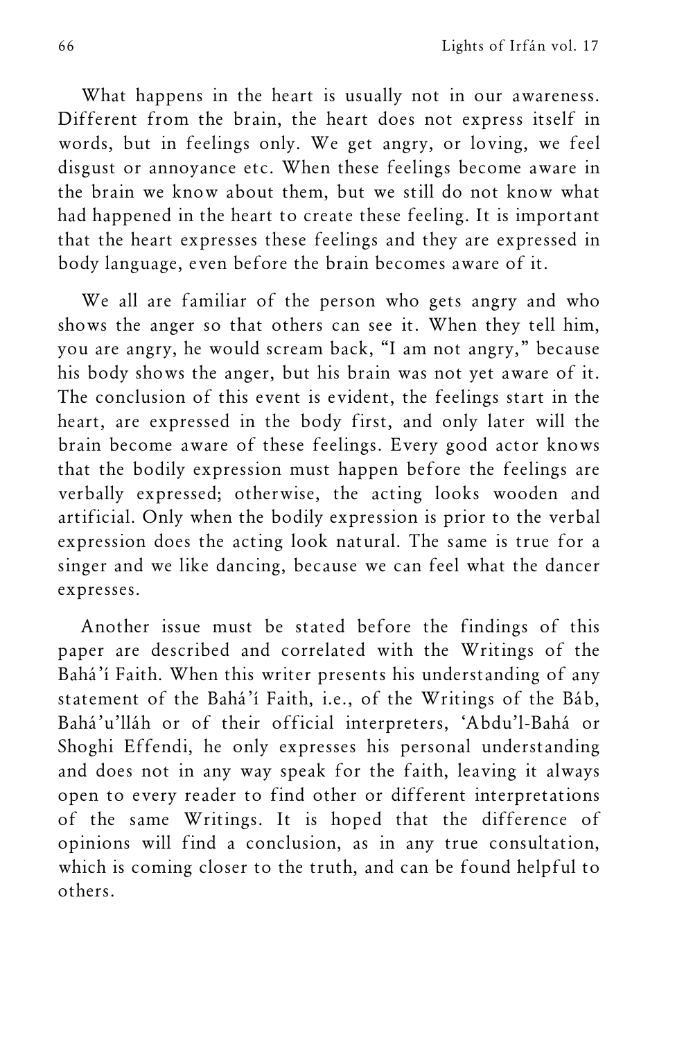What happens in the heart is usually not in our awareness. Different from the brain, the heart does not express itself in words, but in feelings only. We get angry, or loving, we feel disgust or annoyance etc. When these feelings become aware in the brain we know about them, but we still do not know what had happened in the heart to create these feeling. It is important that the heart expresses these feelings and they are expressed in body language, even before the brain becomes aware of it.

We all are familiar of the person who gets angry and who shows the anger so that others can see it. When they tell him, you are angry, he would scream back, "I am not angry," because his body shows the anger, but his brain was not yet aware of it. The conclusion of this event is evident, the feelings start in the heart, are expressed in the body first, and only later will the brain become aware of these feelings. Every good actor knows that the bodily expression must happen before the feelings are verbally expressed; otherwise, the acting looks wooden and artificial. Only when the bodily expression is prior to the verbal expression does the acting look natural. The same is true for a singer and we like dancing, because we can feel what the dancer expresses.

Another issue must be stated before the findings of this paper are described and correlated with the Writings of the Bahá'í Faith. When this writer presents his understanding of any statement of the Bahá'í Faith, i.e., of the Writings of the Báb, Bahá'u'lláh or of their official interpreters, 'Abdu'l-Bahá or Shoghi Effendi, he only expresses his personal understanding and does not in any way speak for the faith, leaving it always open to every reader to find other or different interpretations of the same Writings. It is hoped that the difference of opinions will find a conclusion, as in any true consultation, which is coming closer to the truth, and can be found helpful to others.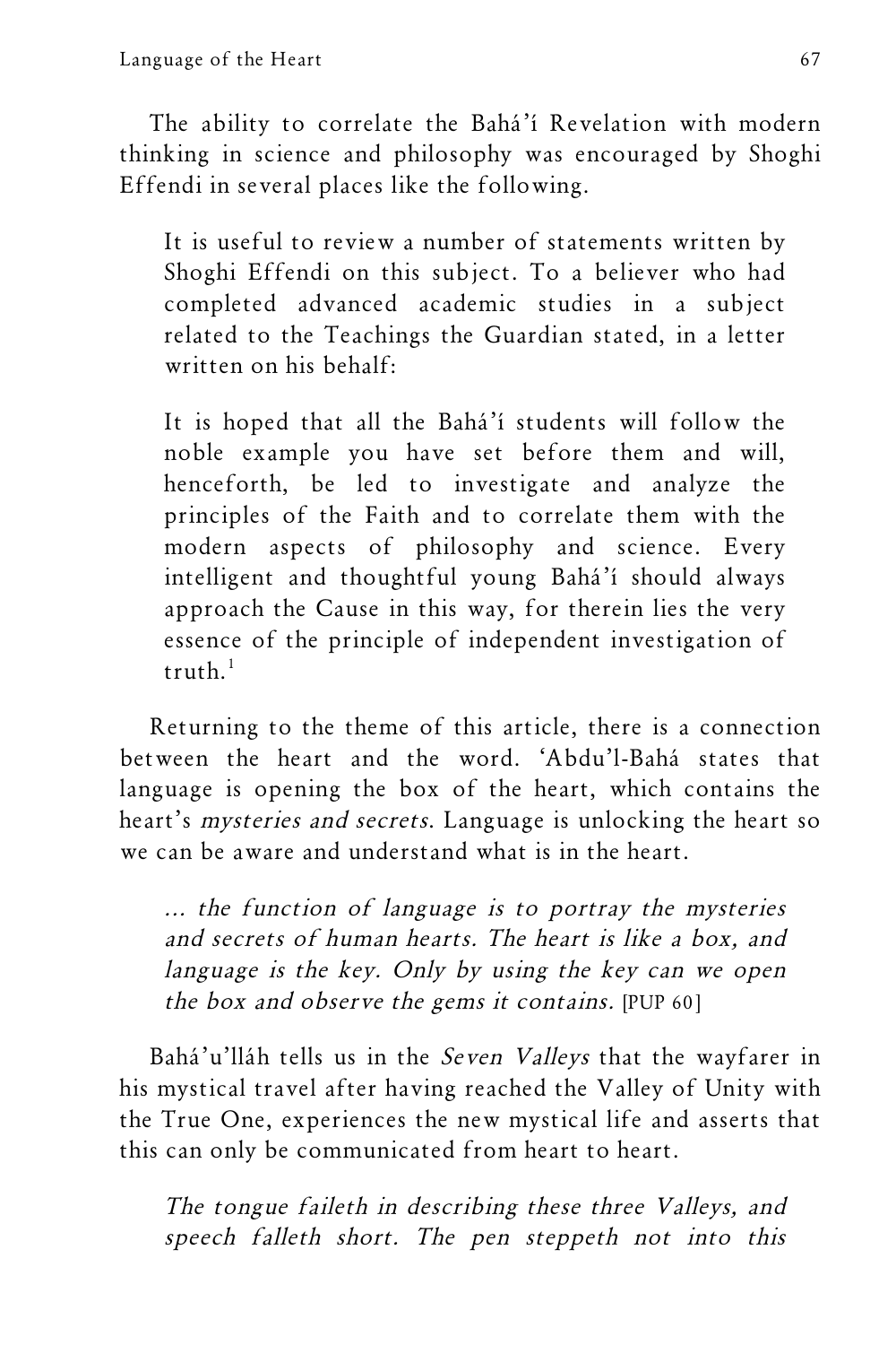The ability to correlate the Bahá'í Revelation with modern thinking in science and philosophy was encouraged by Shoghi Effendi in several places like the following.

> It is useful to review a number of statements written by Shoghi Effendi on this subject. To a believer who had completed advanced academic studies in a subject related to the Teachings the Guardian stated, in a letter written on his behalf:
>
> It is hoped that all the Bahá'í students will follow the noble example you have set before them and will, henceforth, be led to investigate and analyze the principles of the Faith and to correlate them with the modern aspects of philosophy and science. Every intelligent and thoughtful young Bahá'í should always approach the Cause in this way, for therein lies the very essence of the principle of independent investigation of truth.[1]

Returning to the theme of this article, there is a connection between the heart and the word. 'Abdu'l-Bahá states that language is opening the box of the heart, which contains the heart's *mysteries and secrets*. Language is unlocking the heart so we can be aware and understand what is in the heart.

> *... the function of language is to portray the mysteries and secrets of human hearts. The heart is like a box, and language is the key. Only by using the key can we open the box and observe the gems it contains.* [PUP 60]

Bahá'u'lláh tells us in the *Seven Valleys* that the wayfarer in his mystical travel after having reached the Valley of Unity with the True One, experiences the new mystical life and asserts that this can only be communicated from heart to heart.

> *The tongue faileth in describing these three Valleys, and speech falleth short. The pen steppeth not into this*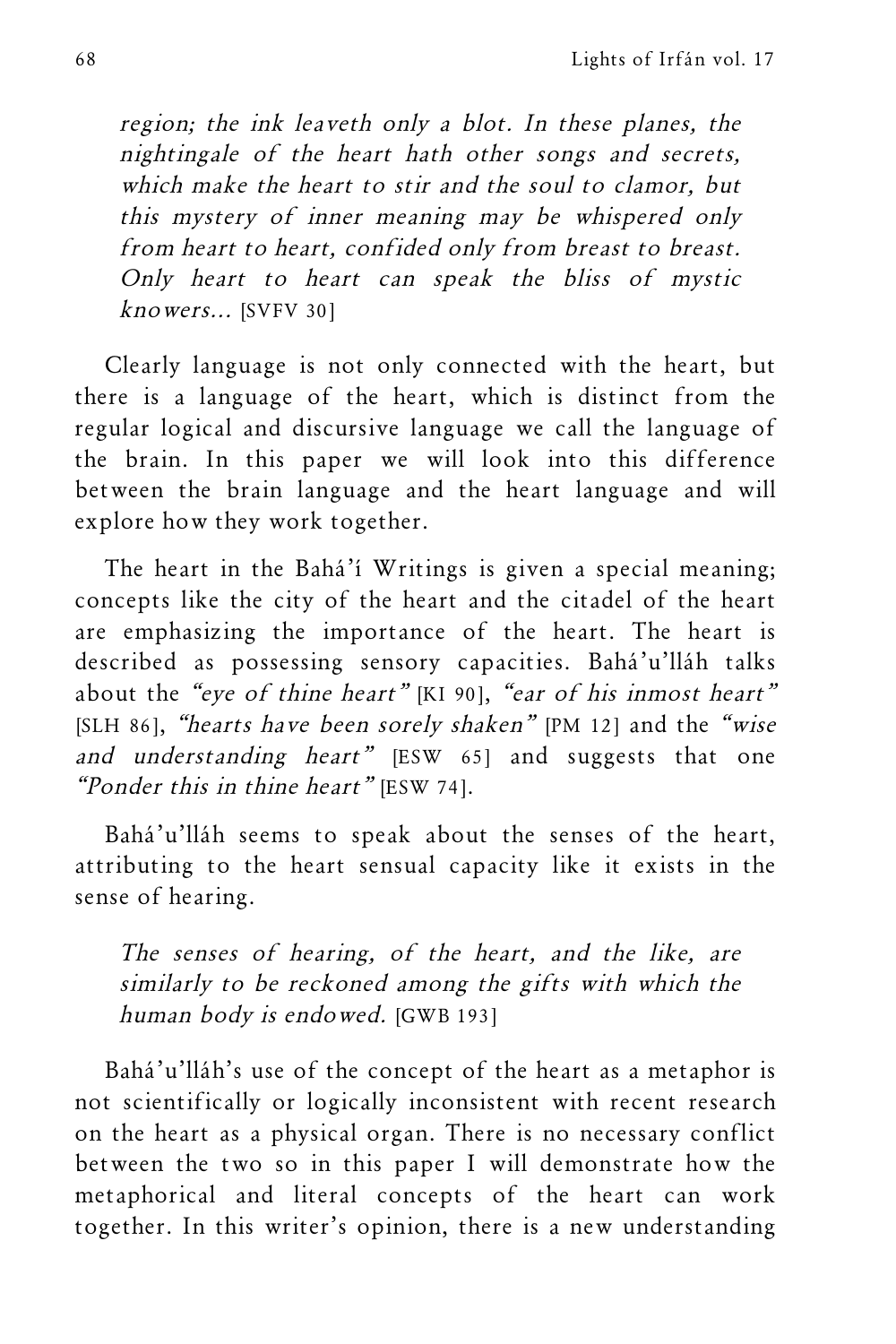*region; the ink leaveth only a blot. In these planes, the nightingale of the heart hath other songs and secrets, which make the heart to stir and the soul to clamor, but this mystery of inner meaning may be whispered only from heart to heart, confided only from breast to breast. Only heart to heart can speak the bliss of mystic knowers...* [SVFV 30]

Clearly language is not only connected with the heart, but there is a language of the heart, which is distinct from the regular logical and discursive language we call the language of the brain. In this paper we will look into this difference between the brain language and the heart language and will explore how they work together.

The heart in the Bahá'í Writings is given a special meaning; concepts like the city of the heart and the citadel of the heart are emphasizing the importance of the heart. The heart is described as possessing sensory capacities. Bahá'u'lláh talks about the *"eye of thine heart"* [KI 90], *"ear of his inmost heart"* [SLH 86], *"hearts have been sorely shaken"* [PM 12] and the *"wise and understanding heart"* [ESW 65] and suggests that one *"Ponder this in thine heart"* [ESW 74].

Bahá'u'lláh seems to speak about the senses of the heart, attributing to the heart sensual capacity like it exists in the sense of hearing.

> *The senses of hearing, of the heart, and the like, are similarly to be reckoned among the gifts with which the human body is endowed.* [GWB 193]

Bahá'u'lláh's use of the concept of the heart as a metaphor is not scientifically or logically inconsistent with recent research on the heart as a physical organ. There is no necessary conflict between the two so in this paper I will demonstrate how the metaphorical and literal concepts of the heart can work together. In this writer's opinion, there is a new understanding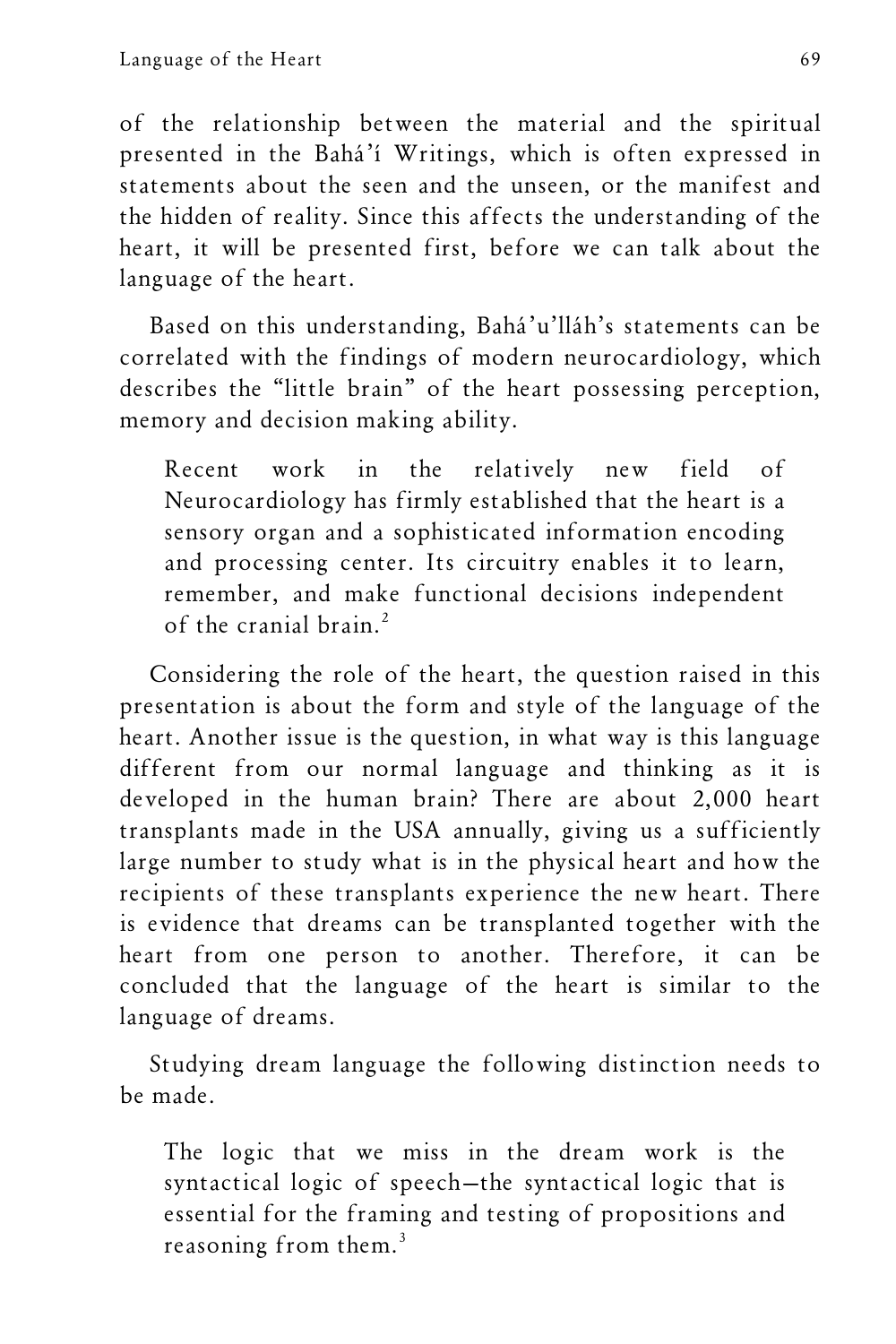of the relationship between the material and the spiritual presented in the Bahá'í Writings, which is often expressed in statements about the seen and the unseen, or the manifest and the hidden of reality. Since this affects the understanding of the heart, it will be presented first, before we can talk about the language of the heart.

Based on this understanding, Bahá'u'lláh's statements can be correlated with the findings of modern neurocardiology, which describes the "little brain" of the heart possessing perception, memory and decision making ability.

> Recent work in the relatively new field of Neurocardiology has firmly established that the heart is a sensory organ and a sophisticated information encoding and processing center. Its circuitry enables it to learn, remember, and make functional decisions independent of the cranial brain.[2]

Considering the role of the heart, the question raised in this presentation is about the form and style of the language of the heart. Another issue is the question, in what way is this language different from our normal language and thinking as it is developed in the human brain? There are about 2,000 heart transplants made in the USA annually, giving us a sufficiently large number to study what is in the physical heart and how the recipients of these transplants experience the new heart. There is evidence that dreams can be transplanted together with the heart from one person to another. Therefore, it can be concluded that the language of the heart is similar to the language of dreams.

Studying dream language the following distinction needs to be made.

> The logic that we miss in the dream work is the syntactical logic of speech—the syntactical logic that is essential for the framing and testing of propositions and reasoning from them.[3]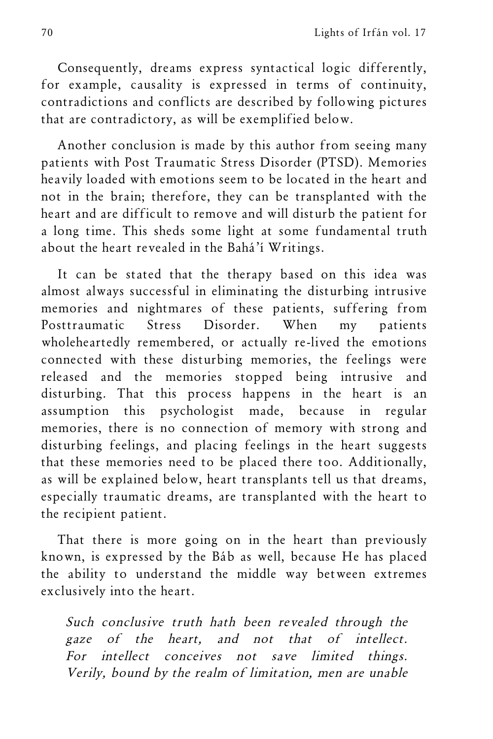Consequently, dreams express syntactical logic differently, for example, causality is expressed in terms of continuity, contradictions and conflicts are described by following pictures that are contradictory, as will be exemplified below.

Another conclusion is made by this author from seeing many patients with Post Traumatic Stress Disorder (PTSD). Memories heavily loaded with emotions seem to be located in the heart and not in the brain; therefore, they can be transplanted with the heart and are difficult to remove and will disturb the patient for a long time. This sheds some light at some fundamental truth about the heart revealed in the Bahá'í Writings.

It can be stated that the therapy based on this idea was almost always successful in eliminating the disturbing intrusive memories and nightmares of these patients, suffering from Posttraumatic Stress Disorder. When my patients wholeheartedly remembered, or actually re-lived the emotions connected with these disturbing memories, the feelings were released and the memories stopped being intrusive and disturbing. That this process happens in the heart is an assumption this psychologist made, because in regular memories, there is no connection of memory with strong and disturbing feelings, and placing feelings in the heart suggests that these memories need to be placed there too. Additionally, as will be explained below, heart transplants tell us that dreams, especially traumatic dreams, are transplanted with the heart to the recipient patient.

That there is more going on in the heart than previously known, is expressed by the Báb as well, because He has placed the ability to understand the middle way between extremes exclusively into the heart.

> *Such conclusive truth hath been revealed through the gaze of the heart, and not that of intellect. For intellect conceives not save limited things. Verily, bound by the realm of limitation, men are unable*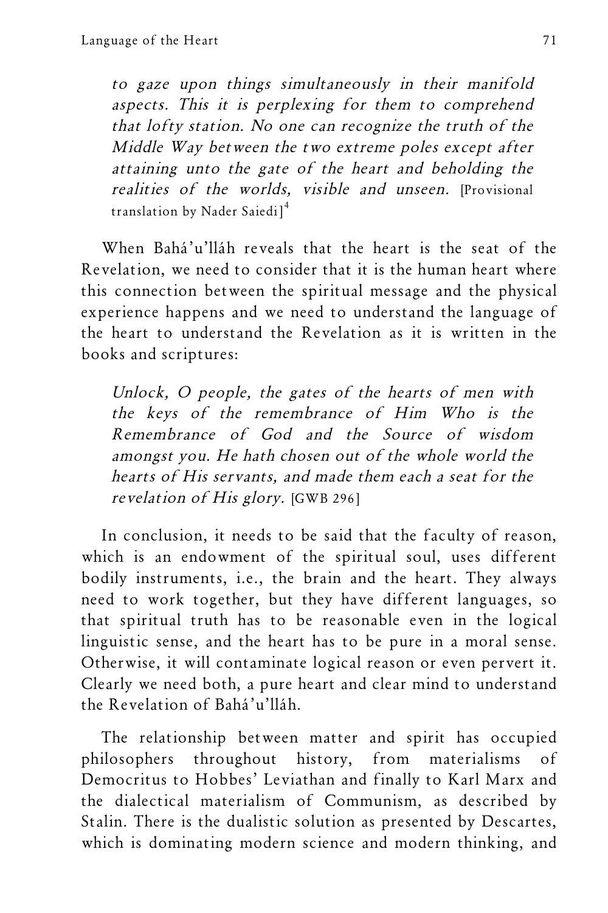*to gaze upon things simultaneously in their manifold aspects. This it is perplexing for them to comprehend that lofty station. No one can recognize the truth of the Middle Way between the two extreme poles except after attaining unto the gate of the heart and beholding the realities of the worlds, visible and unseen.* [Provisional translation by Nader Saiedi][4]

When Bahá'u'lláh reveals that the heart is the seat of the Revelation, we need to consider that it is the human heart where this connection between the spiritual message and the physical experience happens and we need to understand the language of the heart to understand the Revelation as it is written in the books and scriptures:

*Unlock, O people, the gates of the hearts of men with the keys of the remembrance of Him Who is the Remembrance of God and the Source of wisdom amongst you. He hath chosen out of the whole world the hearts of His servants, and made them each a seat for the revelation of His glory.* [GWB 296]

In conclusion, it needs to be said that the faculty of reason, which is an endowment of the spiritual soul, uses different bodily instruments, i.e., the brain and the heart. They always need to work together, but they have different languages, so that spiritual truth has to be reasonable even in the logical linguistic sense, and the heart has to be pure in a moral sense. Otherwise, it will contaminate logical reason or even pervert it. Clearly we need both, a pure heart and clear mind to understand the Revelation of Bahá'u'lláh.

The relationship between matter and spirit has occupied philosophers throughout history, from materialisms of Democritus to Hobbes' Leviathan and finally to Karl Marx and the dialectical materialism of Communism, as described by Stalin. There is the dualistic solution as presented by Descartes, which is dominating modern science and modern thinking, and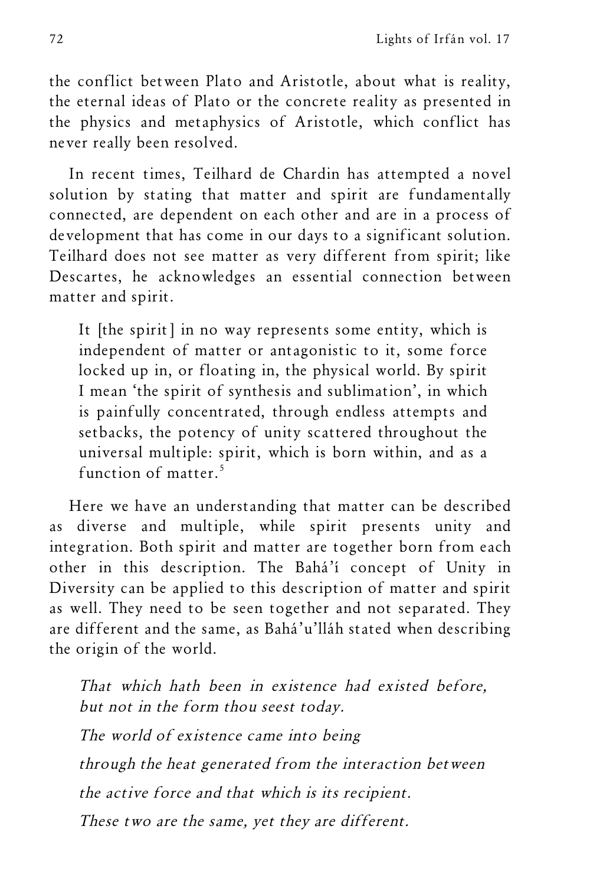the conflict between Plato and Aristotle, about what is reality, the eternal ideas of Plato or the concrete reality as presented in the physics and metaphysics of Aristotle, which conflict has never really been resolved.

In recent times, Teilhard de Chardin has attempted a novel solution by stating that matter and spirit are fundamentally connected, are dependent on each other and are in a process of development that has come in our days to a significant solution. Teilhard does not see matter as very different from spirit; like Descartes, he acknowledges an essential connection between matter and spirit.

> It [the spirit] in no way represents some entity, which is independent of matter or antagonistic to it, some force locked up in, or floating in, the physical world. By spirit I mean 'the spirit of synthesis and sublimation', in which is painfully concentrated, through endless attempts and setbacks, the potency of unity scattered throughout the universal multiple: spirit, which is born within, and as a function of matter.[5]

Here we have an understanding that matter can be described as diverse and multiple, while spirit presents unity and integration. Both spirit and matter are together born from each other in this description. The Bahá'í concept of Unity in Diversity can be applied to this description of matter and spirit as well. They need to be seen together and not separated. They are different and the same, as Bahá'u'lláh stated when describing the origin of the world.

> *That which hath been in existence had existed before, but not in the form thou seest today.*
>
> *The world of existence came into being*
>
> *through the heat generated from the interaction between*
>
> *the active force and that which is its recipient.*
>
> *These two are the same, yet they are different.*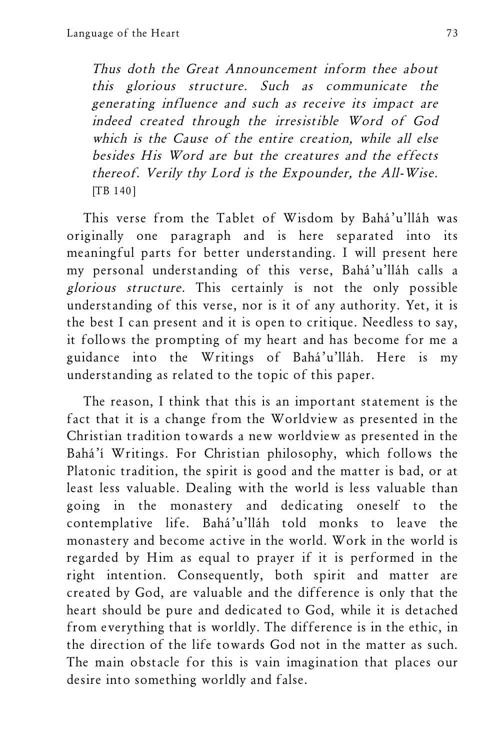*Thus doth the Great Announcement inform thee about this glorious structure. Such as communicate the generating influence and such as receive its impact are indeed created through the irresistible Word of God which is the Cause of the entire creation, while all else besides His Word are but the creatures and the effects thereof. Verily thy Lord is the Expounder, the All-Wise.* [TB 140]

This verse from the Tablet of Wisdom by Bahá'u'lláh was originally one paragraph and is here separated into its meaningful parts for better understanding. I will present here my personal understanding of this verse, Bahá'u'lláh calls a *glorious structure.* This certainly is not the only possible understanding of this verse, nor is it of any authority. Yet, it is the best I can present and it is open to critique. Needless to say, it follows the prompting of my heart and has become for me a guidance into the Writings of Bahá'u'lláh. Here is my understanding as related to the topic of this paper.

The reason, I think that this is an important statement is the fact that it is a change from the Worldview as presented in the Christian tradition towards a new worldview as presented in the Bahá'í Writings. For Christian philosophy, which follows the Platonic tradition, the spirit is good and the matter is bad, or at least less valuable. Dealing with the world is less valuable than going in the monastery and dedicating oneself to the contemplative life. Bahá'u'lláh told monks to leave the monastery and become active in the world. Work in the world is regarded by Him as equal to prayer if it is performed in the right intention. Consequently, both spirit and matter are created by God, are valuable and the difference is only that the heart should be pure and dedicated to God, while it is detached from everything that is worldly. The difference is in the ethic, in the direction of the life towards God not in the matter as such. The main obstacle for this is vain imagination that places our desire into something worldly and false.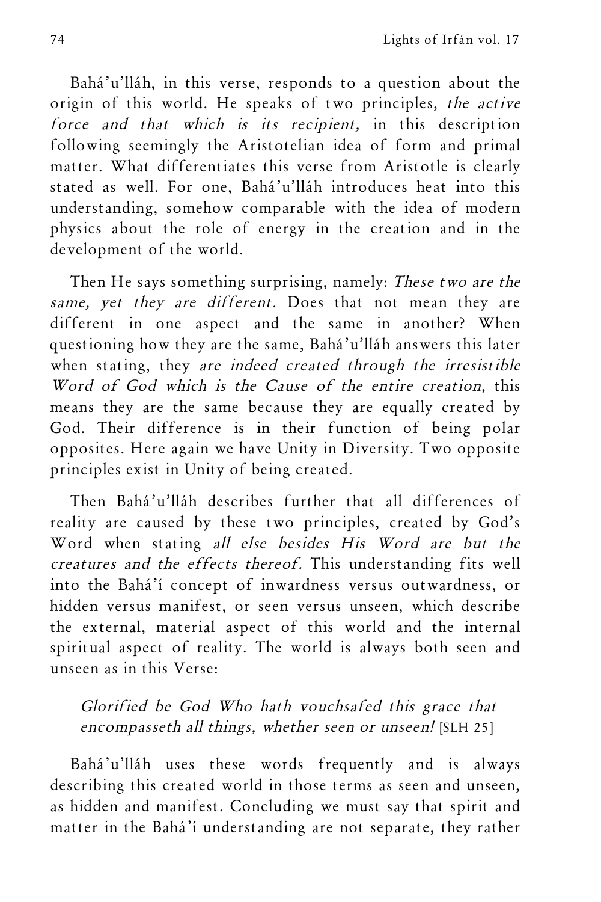Bahá'u'lláh, in this verse, responds to a question about the origin of this world. He speaks of two principles, *the active force and that which is its recipient,* in this description following seemingly the Aristotelian idea of form and primal matter. What differentiates this verse from Aristotle is clearly stated as well. For one, Bahá'u'lláh introduces heat into this understanding, somehow comparable with the idea of modern physics about the role of energy in the creation and in the development of the world.

Then He says something surprising, namely: *These two are the same, yet they are different.* Does that not mean they are different in one aspect and the same in another? When questioning how they are the same, Bahá'u'lláh answers this later when stating, they *are indeed created through the irresistible Word of God which is the Cause of the entire creation,* this means they are the same because they are equally created by God. Their difference is in their function of being polar opposites. Here again we have Unity in Diversity. Two opposite principles exist in Unity of being created.

Then Bahá'u'lláh describes further that all differences of reality are caused by these two principles, created by God's Word when stating *all else besides His Word are but the creatures and the effects thereof.* This understanding fits well into the Bahá'í concept of inwardness versus outwardness, or hidden versus manifest, or seen versus unseen, which describe the external, material aspect of this world and the internal spiritual aspect of reality. The world is always both seen and unseen as in this Verse:

> *Glorified be God Who hath vouchsafed this grace that encompasseth all things, whether seen or unseen!* [SLH 25]

Bahá'u'lláh uses these words frequently and is always describing this created world in those terms as seen and unseen, as hidden and manifest. Concluding we must say that spirit and matter in the Bahá'í understanding are not separate, they rather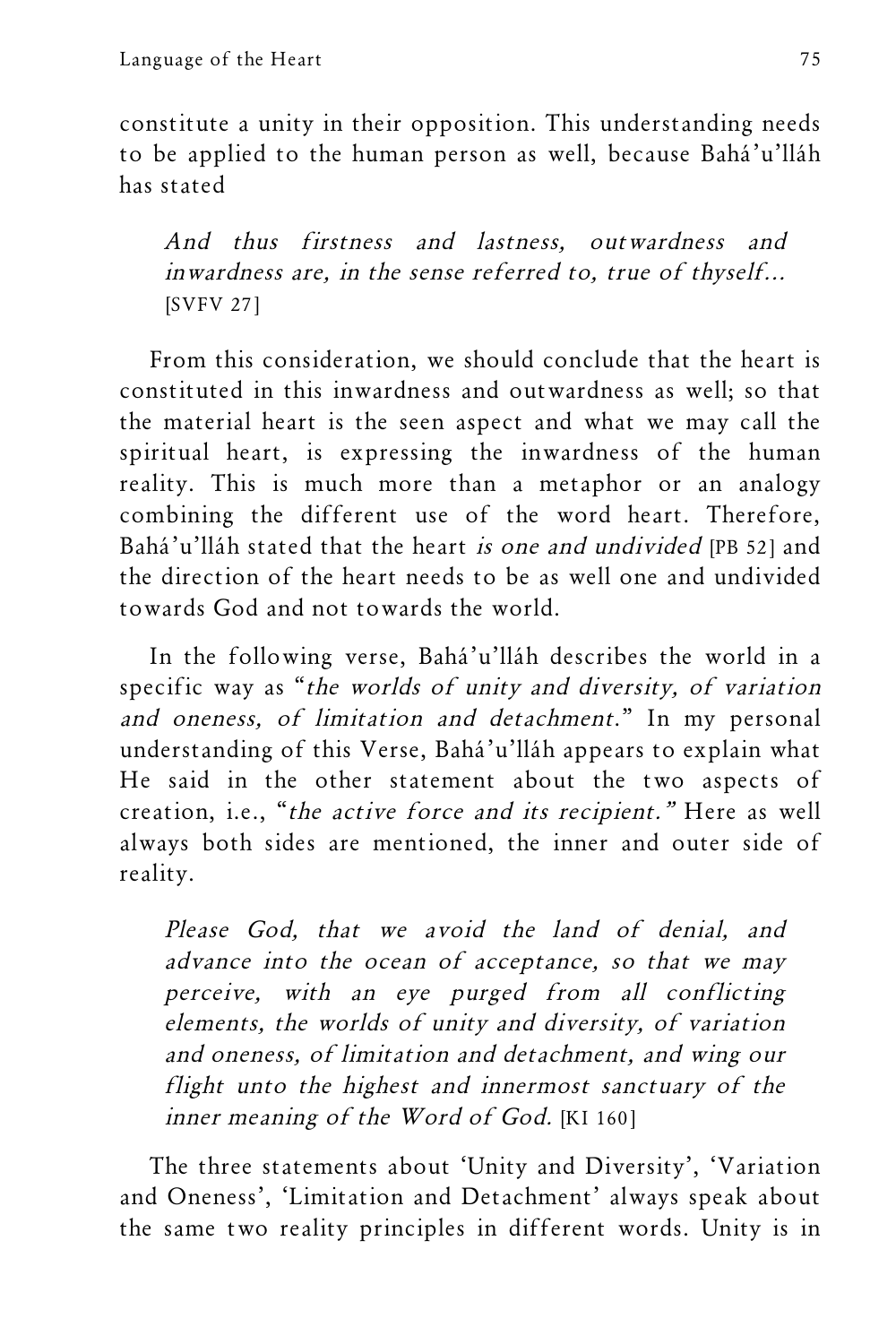constitute a unity in their opposition. This understanding needs to be applied to the human person as well, because Bahá'u'lláh has stated

> *And thus firstness and lastness, outwardness and inwardness are, in the sense referred to, true of thyself...* [SVFV 27]

From this consideration, we should conclude that the heart is constituted in this inwardness and outwardness as well; so that the material heart is the seen aspect and what we may call the spiritual heart, is expressing the inwardness of the human reality. This is much more than a metaphor or an analogy combining the different use of the word heart. Therefore, Bahá'u'lláh stated that the heart *is one and undivided* [PB 52] and the direction of the heart needs to be as well one and undivided towards God and not towards the world.

In the following verse, Bahá'u'lláh describes the world in a specific way as "*the worlds of unity and diversity, of variation and oneness, of limitation and detachment*." In my personal understanding of this Verse, Bahá'u'lláh appears to explain what He said in the other statement about the two aspects of creation, i.e., "*the active force and its recipient.*" Here as well always both sides are mentioned, the inner and outer side of reality.

> *Please God, that we avoid the land of denial, and advance into the ocean of acceptance, so that we may perceive, with an eye purged from all conflicting elements, the worlds of unity and diversity, of variation and oneness, of limitation and detachment, and wing our flight unto the highest and innermost sanctuary of the inner meaning of the Word of God.* [KI 160]

The three statements about 'Unity and Diversity', 'Variation and Oneness', 'Limitation and Detachment' always speak about the same two reality principles in different words. Unity is in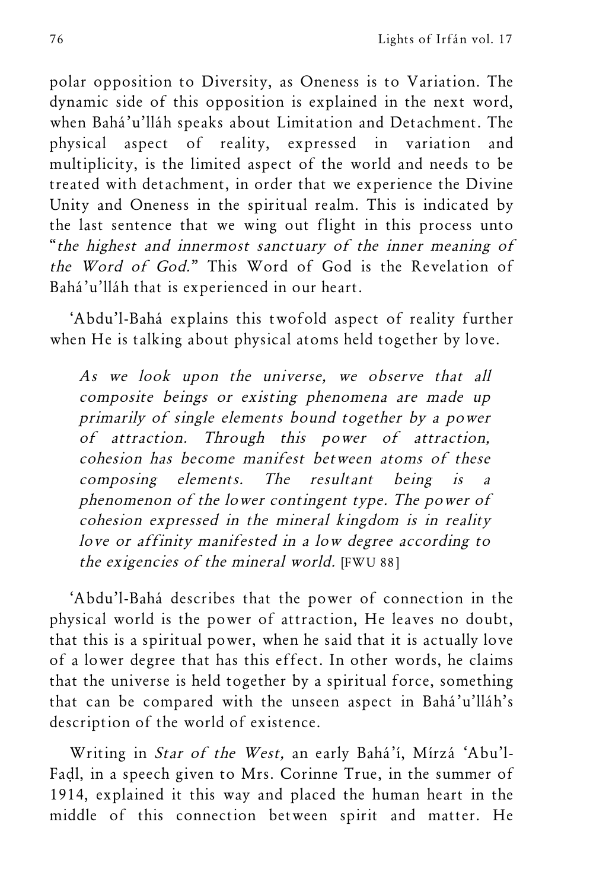polar opposition to Diversity, as Oneness is to Variation. The dynamic side of this opposition is explained in the next word, when Bahá'u'lláh speaks about Limitation and Detachment. The physical aspect of reality, expressed in variation and multiplicity, is the limited aspect of the world and needs to be treated with detachment, in order that we experience the Divine Unity and Oneness in the spiritual realm. This is indicated by the last sentence that we wing out flight in this process unto "*the highest and innermost sanctuary of the inner meaning of the Word of God.*" This Word of God is the Revelation of Bahá'u'lláh that is experienced in our heart.

'Abdu'l-Bahá explains this twofold aspect of reality further when He is talking about physical atoms held together by love.

> *As we look upon the universe, we observe that all composite beings or existing phenomena are made up primarily of single elements bound together by a power of attraction. Through this power of attraction, cohesion has become manifest between atoms of these composing elements. The resultant being is a phenomenon of the lower contingent type. The power of cohesion expressed in the mineral kingdom is in reality love or affinity manifested in a low degree according to the exigencies of the mineral world.* [FWU 88]

'Abdu'l-Bahá describes that the power of connection in the physical world is the power of attraction, He leaves no doubt, that this is a spiritual power, when he said that it is actually love of a lower degree that has this effect. In other words, he claims that the universe is held together by a spiritual force, something that can be compared with the unseen aspect in Bahá'u'lláh's description of the world of existence.

Writing in *Star of the West,* an early Bahá'í, Mírzá 'Abu'l-Faḍl, in a speech given to Mrs. Corinne True, in the summer of 1914, explained it this way and placed the human heart in the middle of this connection between spirit and matter. He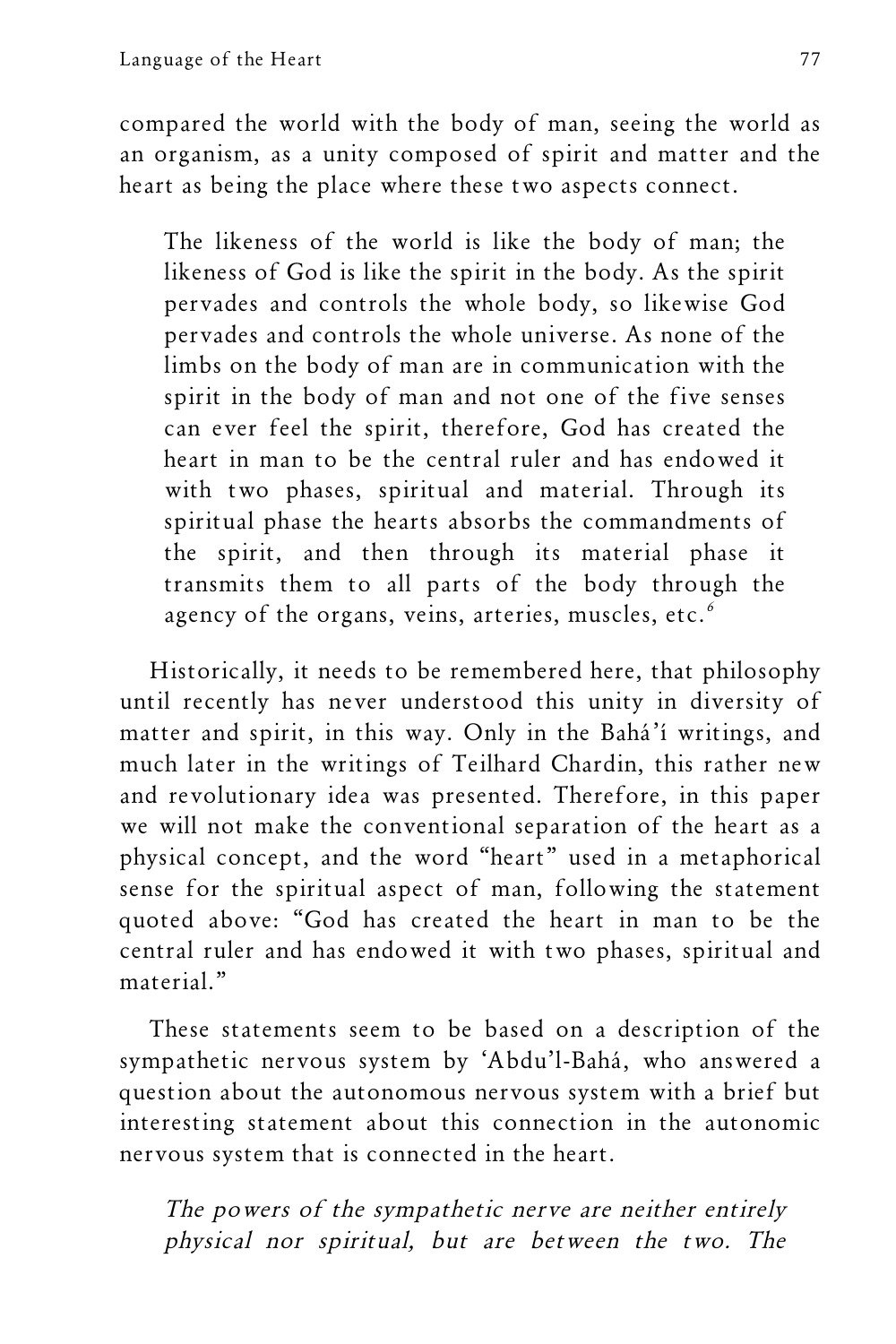compared the world with the body of man, seeing the world as an organism, as a unity composed of spirit and matter and the heart as being the place where these two aspects connect.

> The likeness of the world is like the body of man; the likeness of God is like the spirit in the body. As the spirit pervades and controls the whole body, so likewise God pervades and controls the whole universe. As none of the limbs on the body of man are in communication with the spirit in the body of man and not one of the five senses can ever feel the spirit, therefore, God has created the heart in man to be the central ruler and has endowed it with two phases, spiritual and material. Through its spiritual phase the hearts absorbs the commandments of the spirit, and then through its material phase it transmits them to all parts of the body through the agency of the organs, veins, arteries, muscles, etc.[6]

Historically, it needs to be remembered here, that philosophy until recently has never understood this unity in diversity of matter and spirit, in this way. Only in the Bahá'í writings, and much later in the writings of Teilhard Chardin, this rather new and revolutionary idea was presented. Therefore, in this paper we will not make the conventional separation of the heart as a physical concept, and the word "heart" used in a metaphorical sense for the spiritual aspect of man, following the statement quoted above: "God has created the heart in man to be the central ruler and has endowed it with two phases, spiritual and material."

These statements seem to be based on a description of the sympathetic nervous system by 'Abdu'l-Bahá, who answered a question about the autonomous nervous system with a brief but interesting statement about this connection in the autonomic nervous system that is connected in the heart.

> *The powers of the sympathetic nerve are neither entirely physical nor spiritual, but are between the two. The*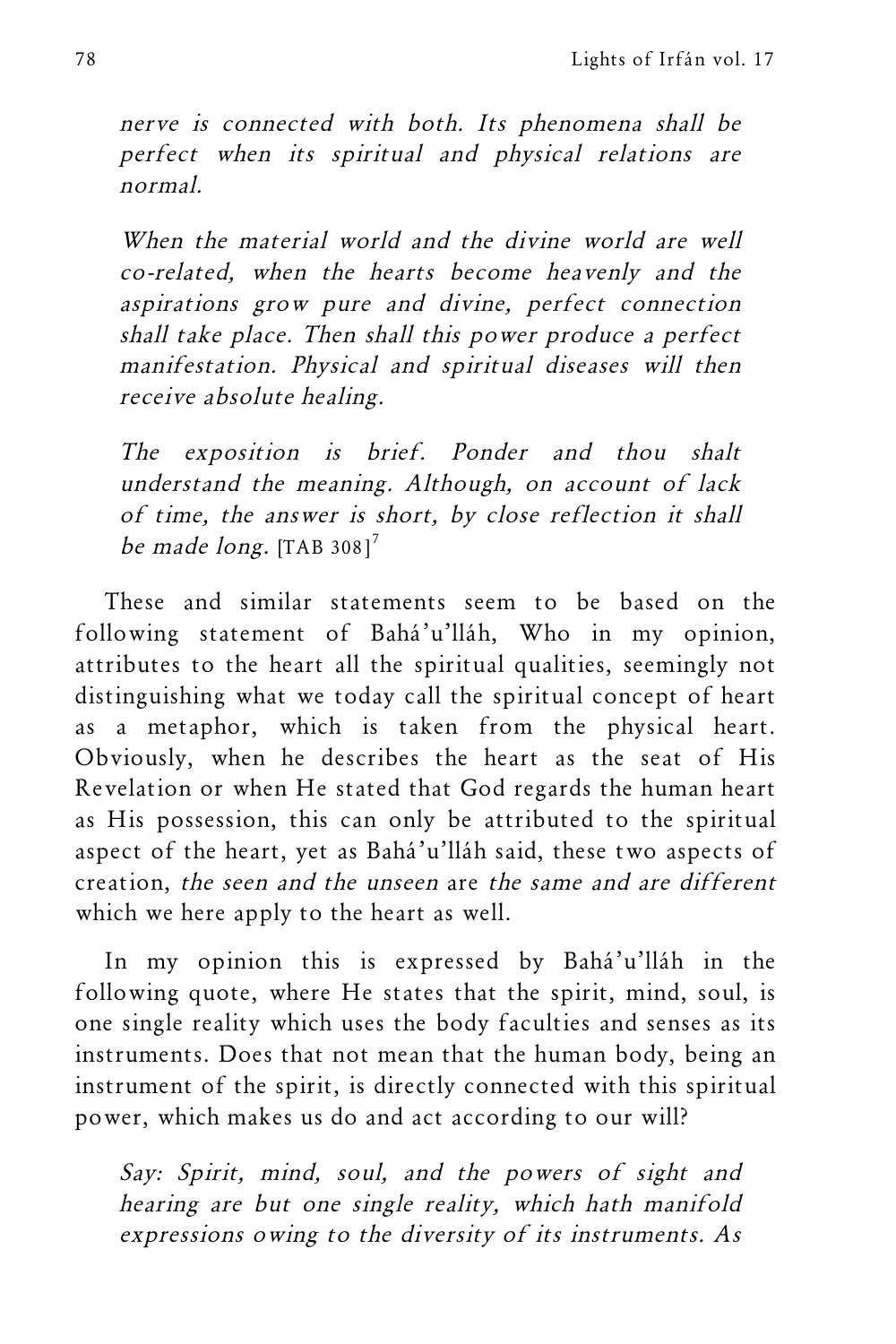*nerve is connected with both. Its phenomena shall be perfect when its spiritual and physical relations are normal.*

*When the material world and the divine world are well co-related, when the hearts become heavenly and the aspirations grow pure and divine, perfect connection shall take place. Then shall this power produce a perfect manifestation. Physical and spiritual diseases will then receive absolute healing.*

*The exposition is brief. Ponder and thou shalt understand the meaning. Although, on account of lack of time, the answer is short, by close reflection it shall be made long.* [TAB 308][7]

These and similar statements seem to be based on the following statement of Bahá'u'lláh, Who in my opinion, attributes to the heart all the spiritual qualities, seemingly not distinguishing what we today call the spiritual concept of heart as a metaphor, which is taken from the physical heart. Obviously, when he describes the heart as the seat of His Revelation or when He stated that God regards the human heart as His possession, this can only be attributed to the spiritual aspect of the heart, yet as Bahá'u'lláh said, these two aspects of creation, *the seen and the unseen* are *the same and are different* which we here apply to the heart as well.

In my opinion this is expressed by Bahá'u'lláh in the following quote, where He states that the spirit, mind, soul, is one single reality which uses the body faculties and senses as its instruments. Does that not mean that the human body, being an instrument of the spirit, is directly connected with this spiritual power, which makes us do and act according to our will?

*Say: Spirit, mind, soul, and the powers of sight and hearing are but one single reality, which hath manifold expressions owing to the diversity of its instruments. As*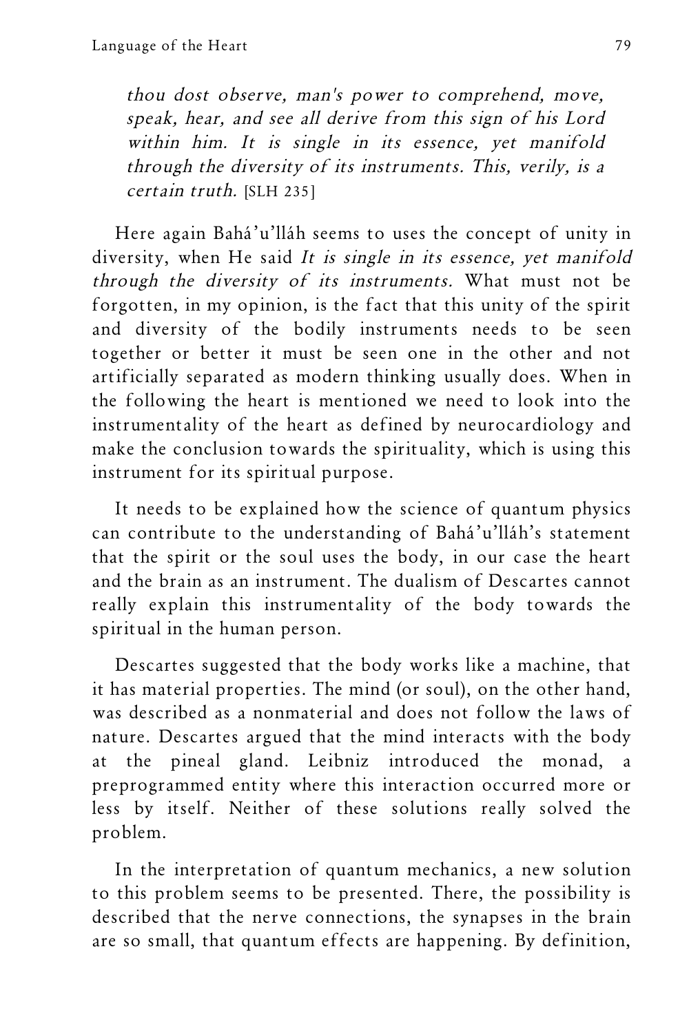*thou dost observe, man's power to comprehend, move, speak, hear, and see all derive from this sign of his Lord within him. It is single in its essence, yet manifold through the diversity of its instruments. This, verily, is a certain truth.* [SLH 235]

Here again Bahá'u'lláh seems to uses the concept of unity in diversity, when He said *It is single in its essence, yet manifold through the diversity of its instruments.* What must not be forgotten, in my opinion, is the fact that this unity of the spirit and diversity of the bodily instruments needs to be seen together or better it must be seen one in the other and not artificially separated as modern thinking usually does. When in the following the heart is mentioned we need to look into the instrumentality of the heart as defined by neurocardiology and make the conclusion towards the spirituality, which is using this instrument for its spiritual purpose.

It needs to be explained how the science of quantum physics can contribute to the understanding of Bahá'u'lláh's statement that the spirit or the soul uses the body, in our case the heart and the brain as an instrument. The dualism of Descartes cannot really explain this instrumentality of the body towards the spiritual in the human person.

Descartes suggested that the body works like a machine, that it has material properties. The mind (or soul), on the other hand, was described as a nonmaterial and does not follow the laws of nature. Descartes argued that the mind interacts with the body at the pineal gland. Leibniz introduced the monad, a preprogrammed entity where this interaction occurred more or less by itself. Neither of these solutions really solved the problem.

In the interpretation of quantum mechanics, a new solution to this problem seems to be presented. There, the possibility is described that the nerve connections, the synapses in the brain are so small, that quantum effects are happening. By definition,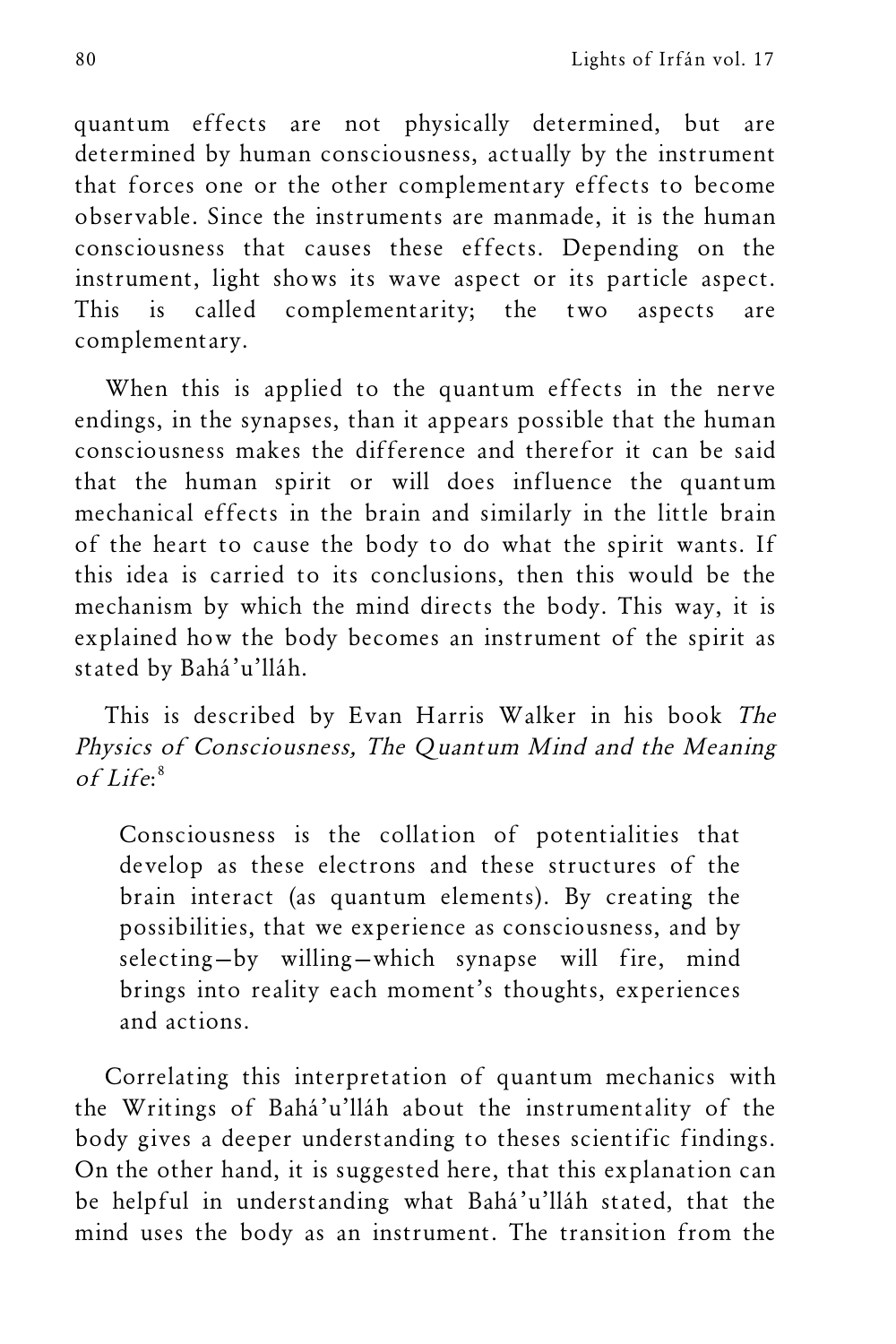quantum effects are not physically determined, but are determined by human consciousness, actually by the instrument that forces one or the other complementary effects to become observable. Since the instruments are manmade, it is the human consciousness that causes these effects. Depending on the instrument, light shows its wave aspect or its particle aspect. This is called complementarity; the two aspects are complementary.

When this is applied to the quantum effects in the nerve endings, in the synapses, than it appears possible that the human consciousness makes the difference and therefor it can be said that the human spirit or will does influence the quantum mechanical effects in the brain and similarly in the little brain of the heart to cause the body to do what the spirit wants. If this idea is carried to its conclusions, then this would be the mechanism by which the mind directs the body. This way, it is explained how the body becomes an instrument of the spirit as stated by Bahá'u'lláh.

This is described by Evan Harris Walker in his book *The Physics of Consciousness, The Quantum Mind and the Meaning of Life*:[8]

> Consciousness is the collation of potentialities that develop as these electrons and these structures of the brain interact (as quantum elements). By creating the possibilities, that we experience as consciousness, and by selecting—by willing—which synapse will fire, mind brings into reality each moment's thoughts, experiences and actions.

Correlating this interpretation of quantum mechanics with the Writings of Bahá'u'lláh about the instrumentality of the body gives a deeper understanding to theses scientific findings. On the other hand, it is suggested here, that this explanation can be helpful in understanding what Bahá'u'lláh stated, that the mind uses the body as an instrument. The transition from the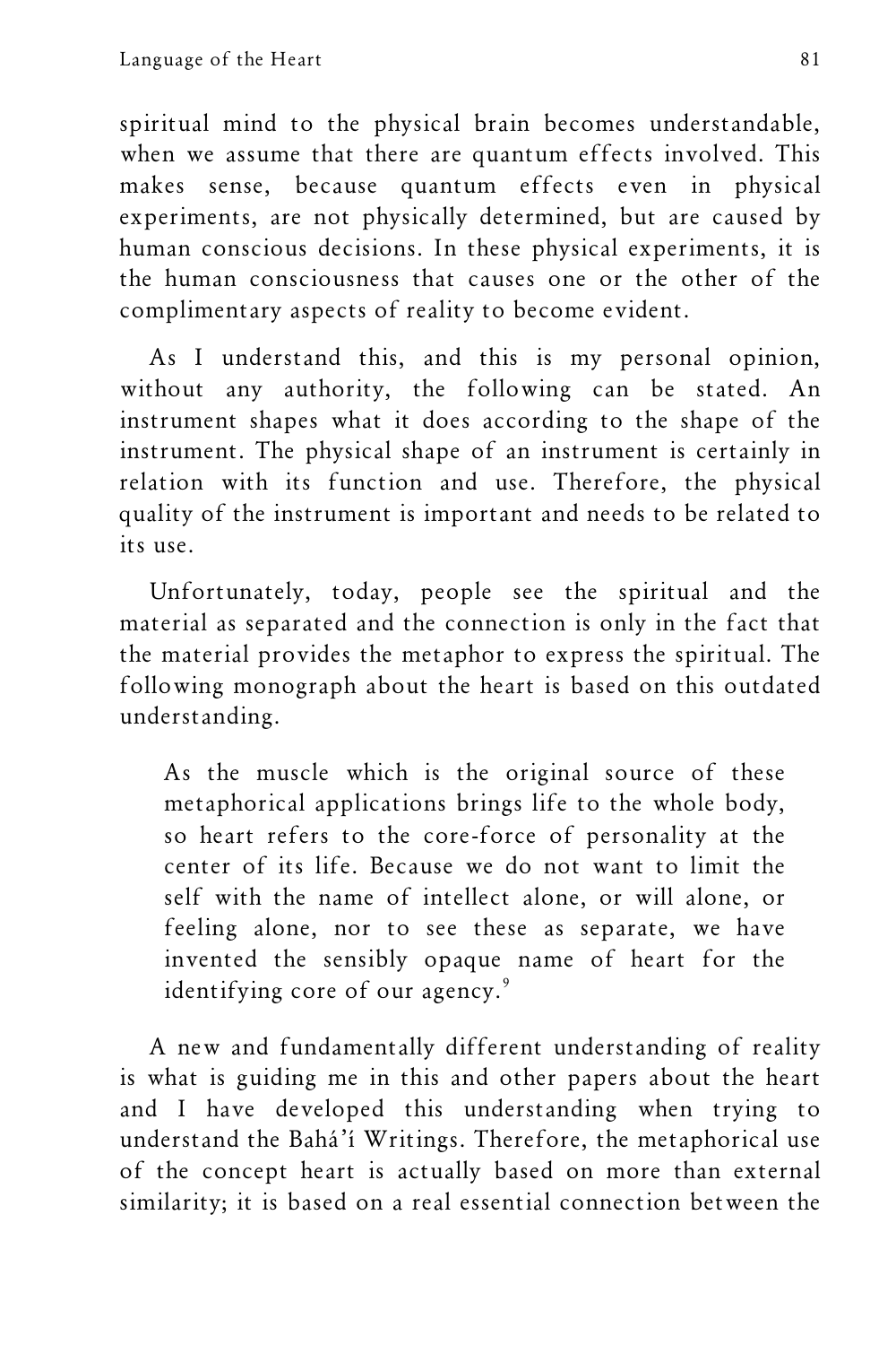spiritual mind to the physical brain becomes understandable, when we assume that there are quantum effects involved. This makes sense, because quantum effects even in physical experiments, are not physically determined, but are caused by human conscious decisions. In these physical experiments, it is the human consciousness that causes one or the other of the complimentary aspects of reality to become evident.

As I understand this, and this is my personal opinion, without any authority, the following can be stated. An instrument shapes what it does according to the shape of the instrument. The physical shape of an instrument is certainly in relation with its function and use. Therefore, the physical quality of the instrument is important and needs to be related to its use.

Unfortunately, today, people see the spiritual and the material as separated and the connection is only in the fact that the material provides the metaphor to express the spiritual. The following monograph about the heart is based on this outdated understanding.

> As the muscle which is the original source of these metaphorical applications brings life to the whole body, so heart refers to the core-force of personality at the center of its life. Because we do not want to limit the self with the name of intellect alone, or will alone, or feeling alone, nor to see these as separate, we have invented the sensibly opaque name of heart for the identifying core of our agency.[9]

A new and fundamentally different understanding of reality is what is guiding me in this and other papers about the heart and I have developed this understanding when trying to understand the Bahá'í Writings. Therefore, the metaphorical use of the concept heart is actually based on more than external similarity; it is based on a real essential connection between the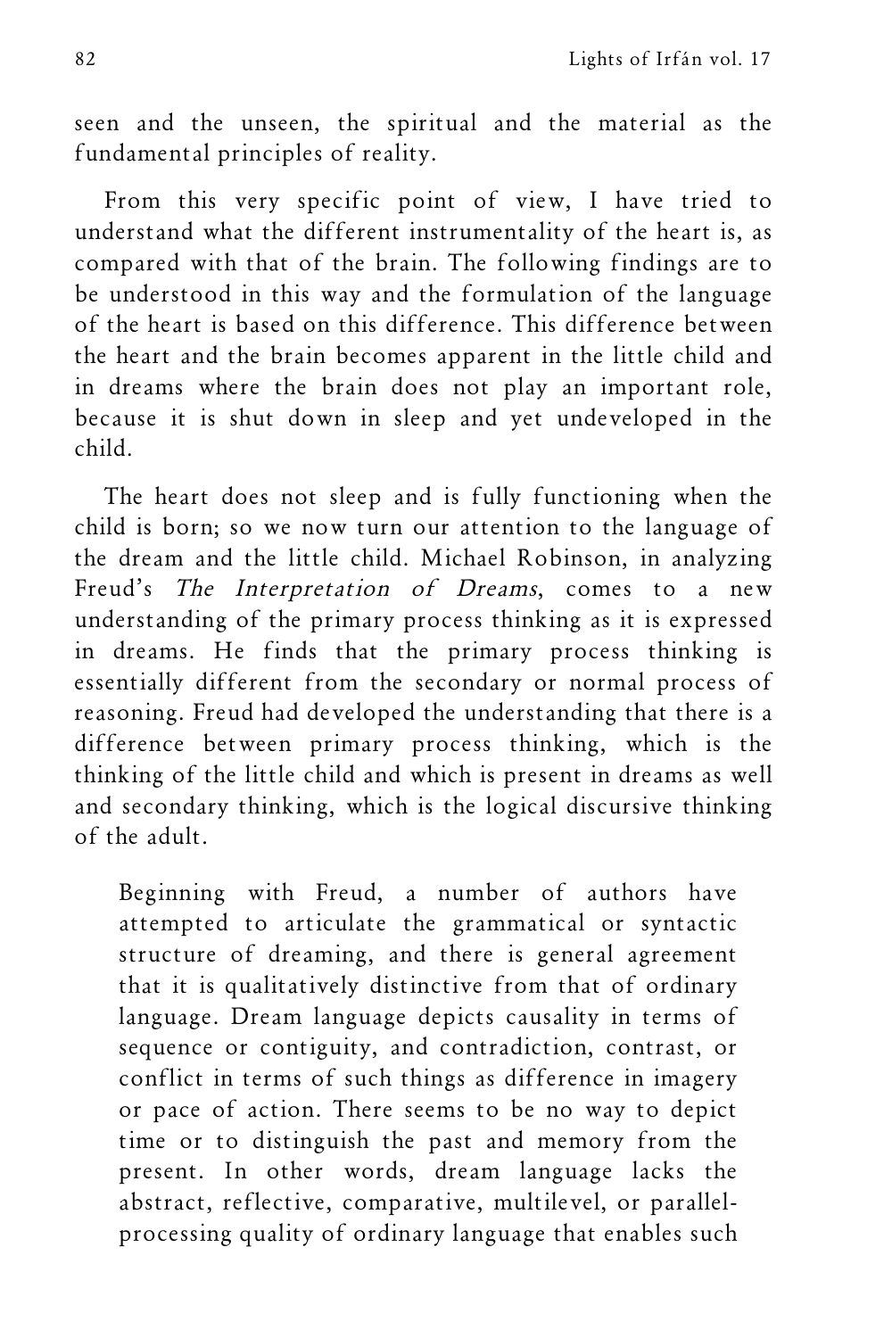seen and the unseen, the spiritual and the material as the fundamental principles of reality.

From this very specific point of view, I have tried to understand what the different instrumentality of the heart is, as compared with that of the brain. The following findings are to be understood in this way and the formulation of the language of the heart is based on this difference. This difference between the heart and the brain becomes apparent in the little child and in dreams where the brain does not play an important role, because it is shut down in sleep and yet undeveloped in the child.

The heart does not sleep and is fully functioning when the child is born; so we now turn our attention to the language of the dream and the little child. Michael Robinson, in analyzing Freud's *The Interpretation of Dreams*, comes to a new understanding of the primary process thinking as it is expressed in dreams. He finds that the primary process thinking is essentially different from the secondary or normal process of reasoning. Freud had developed the understanding that there is a difference between primary process thinking, which is the thinking of the little child and which is present in dreams as well and secondary thinking, which is the logical discursive thinking of the adult.

> Beginning with Freud, a number of authors have attempted to articulate the grammatical or syntactic structure of dreaming, and there is general agreement that it is qualitatively distinctive from that of ordinary language. Dream language depicts causality in terms of sequence or contiguity, and contradiction, contrast, or conflict in terms of such things as difference in imagery or pace of action. There seems to be no way to depict time or to distinguish the past and memory from the present. In other words, dream language lacks the abstract, reflective, comparative, multilevel, or parallel-processing quality of ordinary language that enables such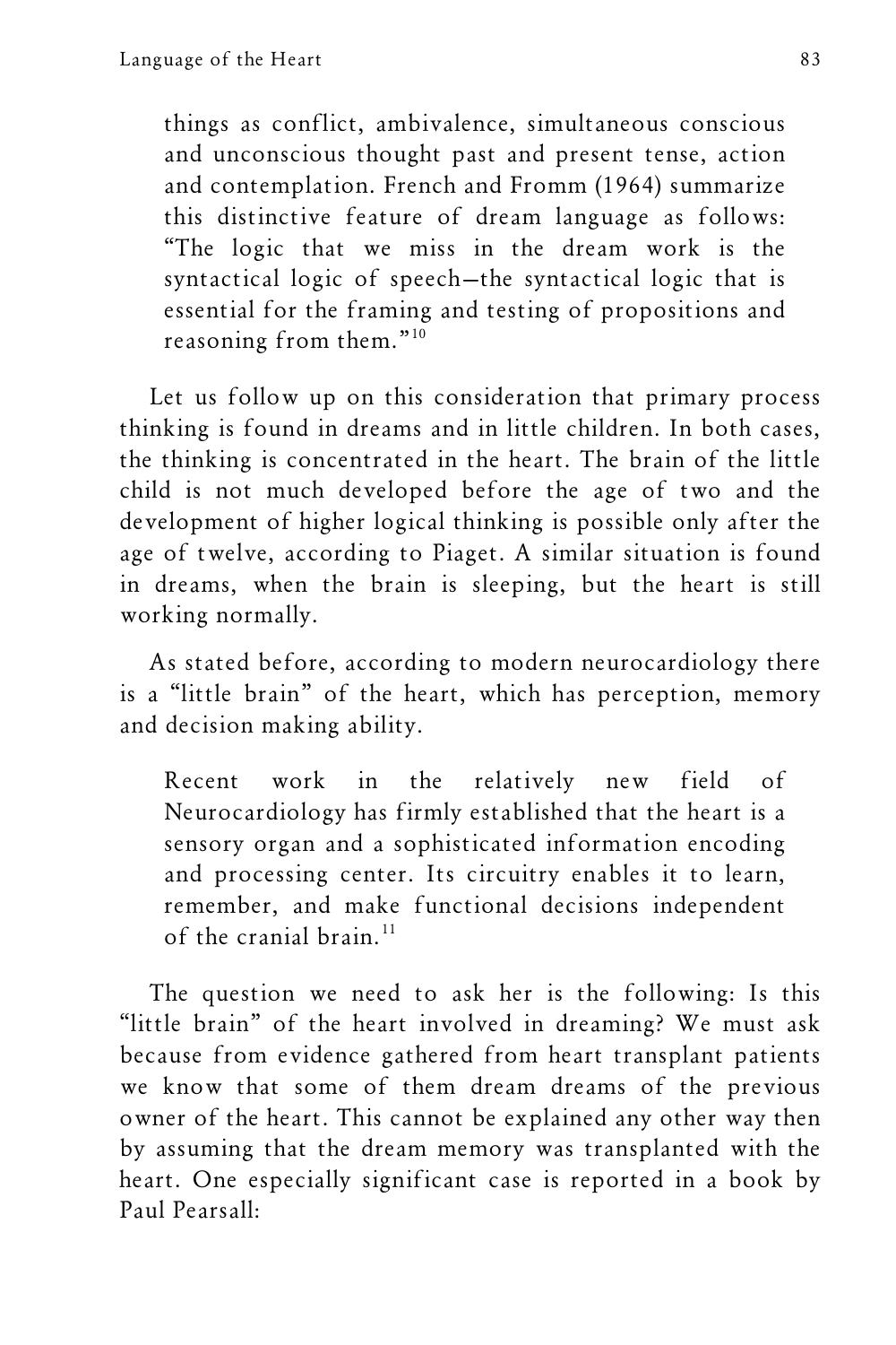> things as conflict, ambivalence, simultaneous conscious and unconscious thought past and present tense, action and contemplation. French and Fromm (1964) summarize this distinctive feature of dream language as follows: "The logic that we miss in the dream work is the syntactical logic of speech—the syntactical logic that is essential for the framing and testing of propositions and reasoning from them."[10]

Let us follow up on this consideration that primary process thinking is found in dreams and in little children. In both cases, the thinking is concentrated in the heart. The brain of the little child is not much developed before the age of two and the development of higher logical thinking is possible only after the age of twelve, according to Piaget. A similar situation is found in dreams, when the brain is sleeping, but the heart is still working normally.

As stated before, according to modern neurocardiology there is a "little brain" of the heart, which has perception, memory and decision making ability.

> Recent work in the relatively new field of Neurocardiology has firmly established that the heart is a sensory organ and a sophisticated information encoding and processing center. Its circuitry enables it to learn, remember, and make functional decisions independent of the cranial brain.[11]

The question we need to ask her is the following: Is this "little brain" of the heart involved in dreaming? We must ask because from evidence gathered from heart transplant patients we know that some of them dream dreams of the previous owner of the heart. This cannot be explained any other way then by assuming that the dream memory was transplanted with the heart. One especially significant case is reported in a book by Paul Pearsall: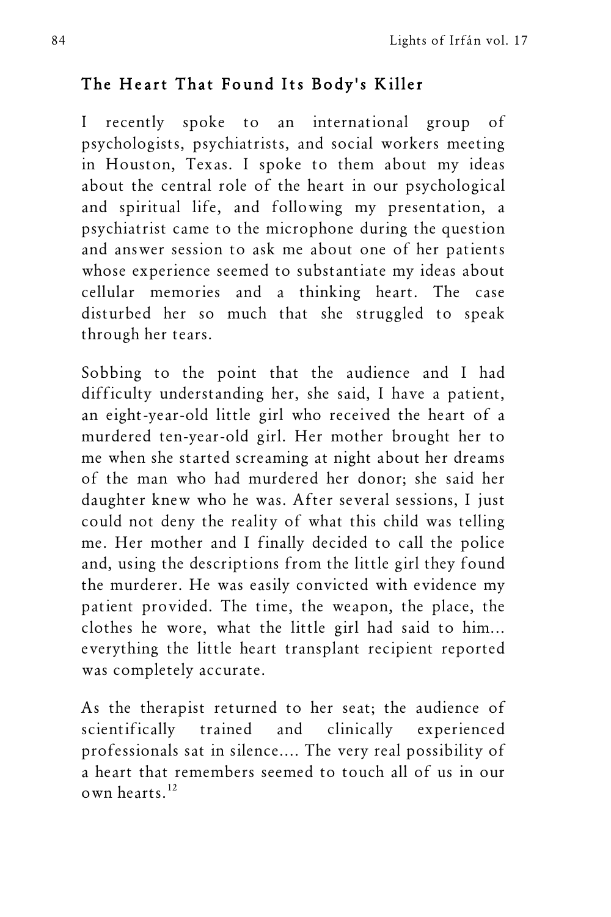## The Heart That Found Its Body's Killer

I recently spoke to an international group of psychologists, psychiatrists, and social workers meeting in Houston, Texas. I spoke to them about my ideas about the central role of the heart in our psychological and spiritual life, and following my presentation, a psychiatrist came to the microphone during the question and answer session to ask me about one of her patients whose experience seemed to substantiate my ideas about cellular memories and a thinking heart. The case disturbed her so much that she struggled to speak through her tears.

Sobbing to the point that the audience and I had difficulty understanding her, she said, I have a patient, an eight-year-old little girl who received the heart of a murdered ten-year-old girl. Her mother brought her to me when she started screaming at night about her dreams of the man who had murdered her donor; she said her daughter knew who he was. After several sessions, I just could not deny the reality of what this child was telling me. Her mother and I finally decided to call the police and, using the descriptions from the little girl they found the murderer. He was easily convicted with evidence my patient provided. The time, the weapon, the place, the clothes he wore, what the little girl had said to him... everything the little heart transplant recipient reported was completely accurate.

As the therapist returned to her seat; the audience of scientifically trained and clinically experienced professionals sat in silence.... The very real possibility of a heart that remembers seemed to touch all of us in our own hearts.[12]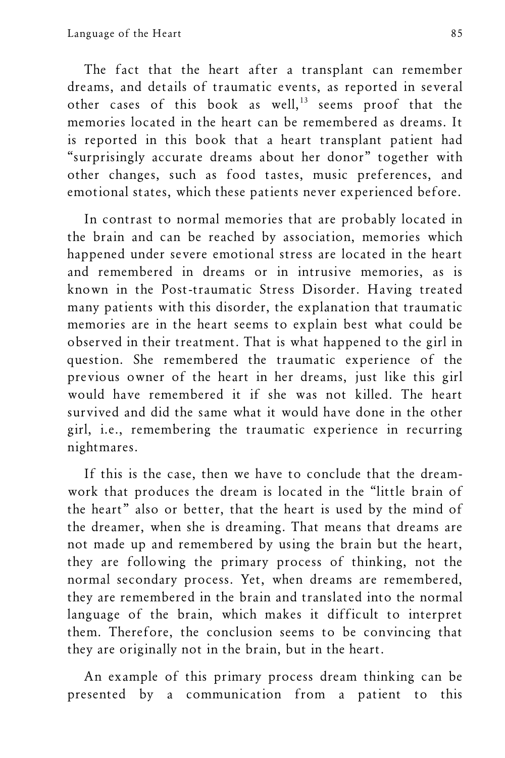The fact that the heart after a transplant can remember dreams, and details of traumatic events, as reported in several other cases of this book as well,[13] seems proof that the memories located in the heart can be remembered as dreams. It is reported in this book that a heart transplant patient had "surprisingly accurate dreams about her donor" together with other changes, such as food tastes, music preferences, and emotional states, which these patients never experienced before.

In contrast to normal memories that are probably located in the brain and can be reached by association, memories which happened under severe emotional stress are located in the heart and remembered in dreams or in intrusive memories, as is known in the Post-traumatic Stress Disorder. Having treated many patients with this disorder, the explanation that traumatic memories are in the heart seems to explain best what could be observed in their treatment. That is what happened to the girl in question. She remembered the traumatic experience of the previous owner of the heart in her dreams, just like this girl would have remembered it if she was not killed. The heart survived and did the same what it would have done in the other girl, i.e., remembering the traumatic experience in recurring nightmares.

If this is the case, then we have to conclude that the dream-work that produces the dream is located in the "little brain of the heart" also or better, that the heart is used by the mind of the dreamer, when she is dreaming. That means that dreams are not made up and remembered by using the brain but the heart, they are following the primary process of thinking, not the normal secondary process. Yet, when dreams are remembered, they are remembered in the brain and translated into the normal language of the brain, which makes it difficult to interpret them. Therefore, the conclusion seems to be convincing that they are originally not in the brain, but in the heart.

An example of this primary process dream thinking can be presented by a communication from a patient to this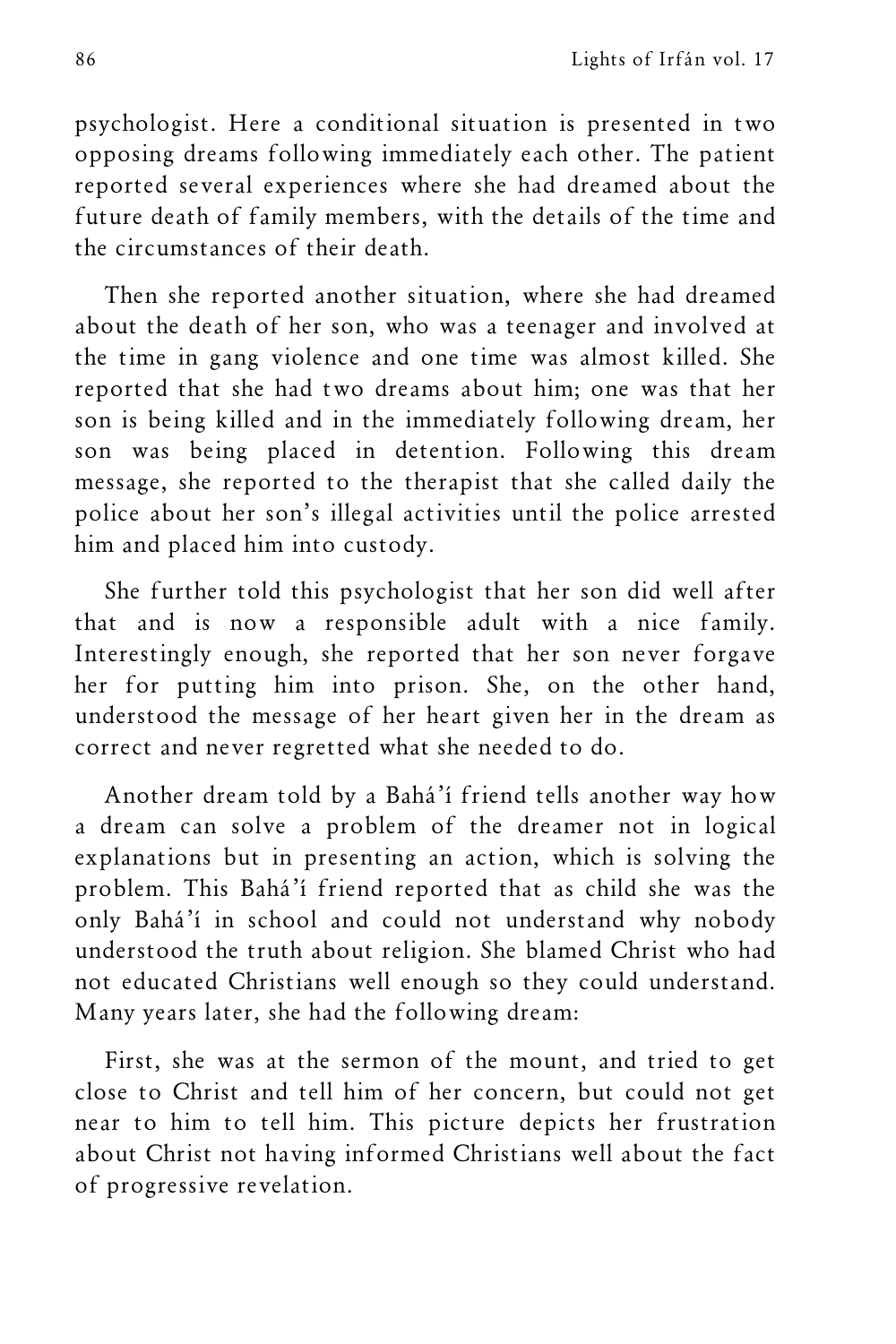psychologist. Here a conditional situation is presented in two opposing dreams following immediately each other. The patient reported several experiences where she had dreamed about the future death of family members, with the details of the time and the circumstances of their death.

Then she reported another situation, where she had dreamed about the death of her son, who was a teenager and involved at the time in gang violence and one time was almost killed. She reported that she had two dreams about him; one was that her son is being killed and in the immediately following dream, her son was being placed in detention. Following this dream message, she reported to the therapist that she called daily the police about her son's illegal activities until the police arrested him and placed him into custody.

She further told this psychologist that her son did well after that and is now a responsible adult with a nice family. Interestingly enough, she reported that her son never forgave her for putting him into prison. She, on the other hand, understood the message of her heart given her in the dream as correct and never regretted what she needed to do.

Another dream told by a Bahá'í friend tells another way how a dream can solve a problem of the dreamer not in logical explanations but in presenting an action, which is solving the problem. This Bahá'í friend reported that as child she was the only Bahá'í in school and could not understand why nobody understood the truth about religion. She blamed Christ who had not educated Christians well enough so they could understand. Many years later, she had the following dream:

First, she was at the sermon of the mount, and tried to get close to Christ and tell him of her concern, but could not get near to him to tell him. This picture depicts her frustration about Christ not having informed Christians well about the fact of progressive revelation.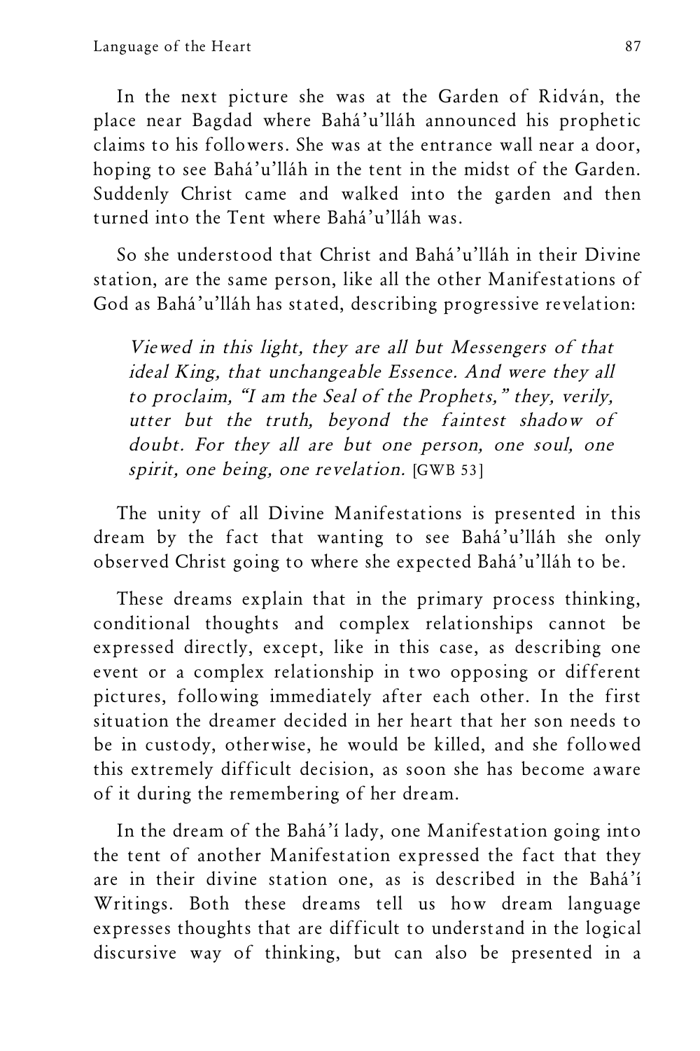In the next picture she was at the Garden of Ridván, the place near Bagdad where Bahá'u'lláh announced his prophetic claims to his followers. She was at the entrance wall near a door, hoping to see Bahá'u'lláh in the tent in the midst of the Garden. Suddenly Christ came and walked into the garden and then turned into the Tent where Bahá'u'lláh was.

So she understood that Christ and Bahá'u'lláh in their Divine station, are the same person, like all the other Manifestations of God as Bahá'u'lláh has stated, describing progressive revelation:

> *Viewed in this light, they are all but Messengers of that ideal King, that unchangeable Essence. And were they all to proclaim, "I am the Seal of the Prophets," they, verily, utter but the truth, beyond the faintest shadow of doubt. For they all are but one person, one soul, one spirit, one being, one revelation.* [GWB 53]

The unity of all Divine Manifestations is presented in this dream by the fact that wanting to see Bahá'u'lláh she only observed Christ going to where she expected Bahá'u'lláh to be.

These dreams explain that in the primary process thinking, conditional thoughts and complex relationships cannot be expressed directly, except, like in this case, as describing one event or a complex relationship in two opposing or different pictures, following immediately after each other. In the first situation the dreamer decided in her heart that her son needs to be in custody, otherwise, he would be killed, and she followed this extremely difficult decision, as soon she has become aware of it during the remembering of her dream.

In the dream of the Bahá'í lady, one Manifestation going into the tent of another Manifestation expressed the fact that they are in their divine station one, as is described in the Bahá'í Writings. Both these dreams tell us how dream language expresses thoughts that are difficult to understand in the logical discursive way of thinking, but can also be presented in a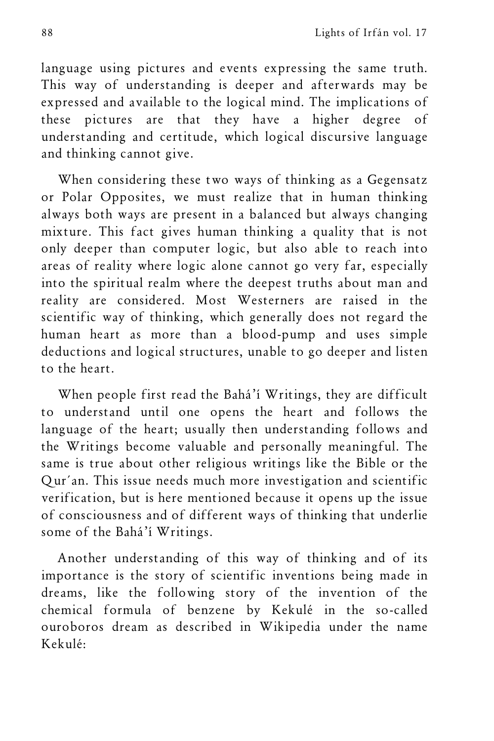language using pictures and events expressing the same truth. This way of understanding is deeper and afterwards may be expressed and available to the logical mind. The implications of these pictures are that they have a higher degree of understanding and certitude, which logical discursive language and thinking cannot give.

When considering these two ways of thinking as a Gegensatz or Polar Opposites, we must realize that in human thinking always both ways are present in a balanced but always changing mixture. This fact gives human thinking a quality that is not only deeper than computer logic, but also able to reach into areas of reality where logic alone cannot go very far, especially into the spiritual realm where the deepest truths about man and reality are considered. Most Westerners are raised in the scientific way of thinking, which generally does not regard the human heart as more than a blood-pump and uses simple deductions and logical structures, unable to go deeper and listen to the heart.

When people first read the Bahá'í Writings, they are difficult to understand until one opens the heart and follows the language of the heart; usually then understanding follows and the Writings become valuable and personally meaningful. The same is true about other religious writings like the Bible or the Qur'an. This issue needs much more investigation and scientific verification, but is here mentioned because it opens up the issue of consciousness and of different ways of thinking that underlie some of the Bahá'í Writings.

Another understanding of this way of thinking and of its importance is the story of scientific inventions being made in dreams, like the following story of the invention of the chemical formula of benzene by Kekulé in the so-called ouroboros dream as described in Wikipedia under the name Kekulé: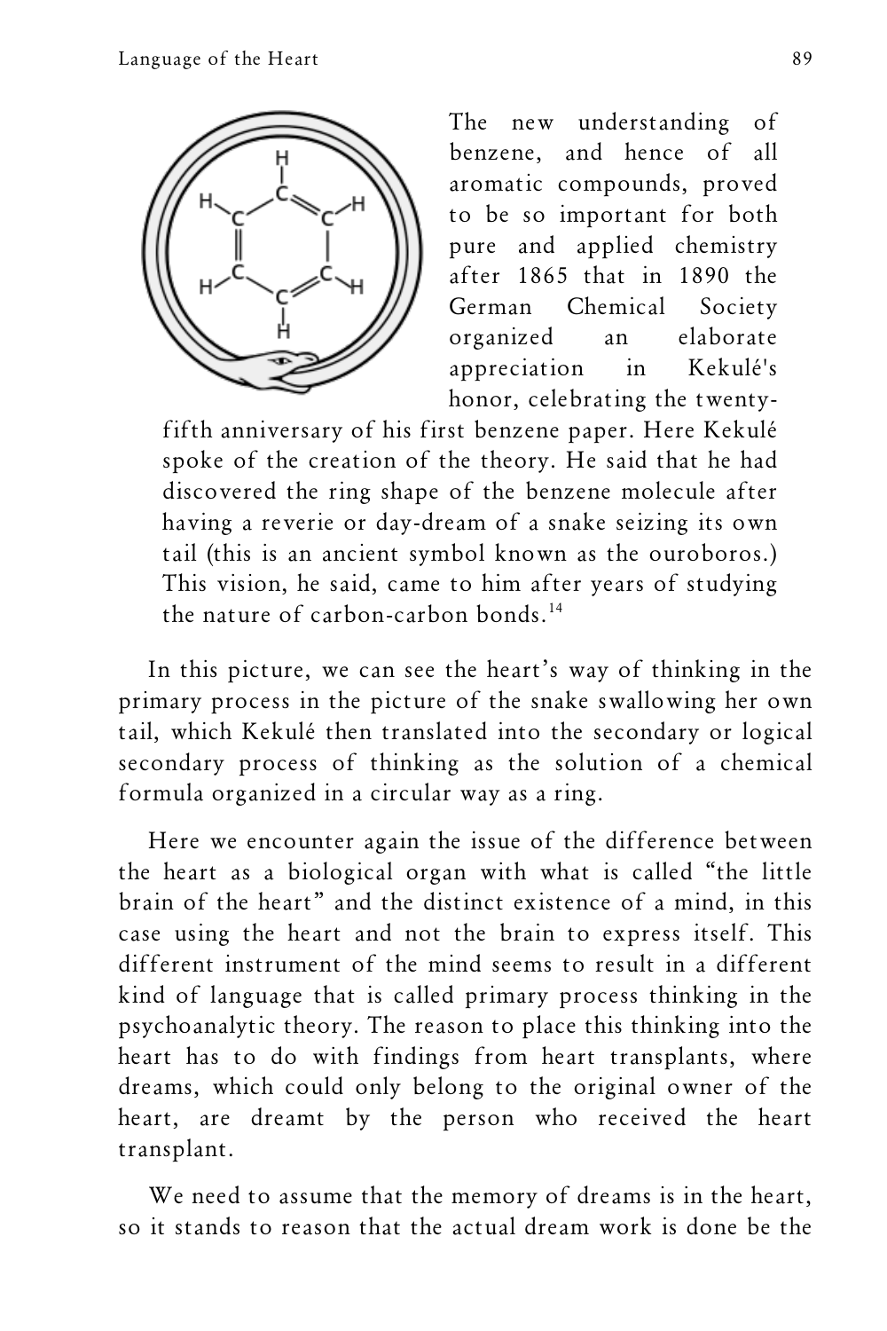The new understanding of benzene, and hence of all aromatic compounds, proved to be so important for both pure and applied chemistry after 1865 that in 1890 the German Chemical Society organized an elaborate appreciation in Kekulé's honor, celebrating the twenty-fifth anniversary of his first benzene paper. Here Kekulé spoke of the creation of the theory. He said that he had discovered the ring shape of the benzene molecule after having a reverie or day-dream of a snake seizing its own tail (this is an ancient symbol known as the ouroboros.) This vision, he said, came to him after years of studying the nature of carbon-carbon bonds.[14]

In this picture, we can see the heart's way of thinking in the primary process in the picture of the snake swallowing her own tail, which Kekulé then translated into the secondary or logical secondary process of thinking as the solution of a chemical formula organized in a circular way as a ring.

Here we encounter again the issue of the difference between the heart as a biological organ with what is called "the little brain of the heart" and the distinct existence of a mind, in this case using the heart and not the brain to express itself. This different instrument of the mind seems to result in a different kind of language that is called primary process thinking in the psychoanalytic theory. The reason to place this thinking into the heart has to do with findings from heart transplants, where dreams, which could only belong to the original owner of the heart, are dreamt by the person who received the heart transplant.

We need to assume that the memory of dreams is in the heart, so it stands to reason that the actual dream work is done be the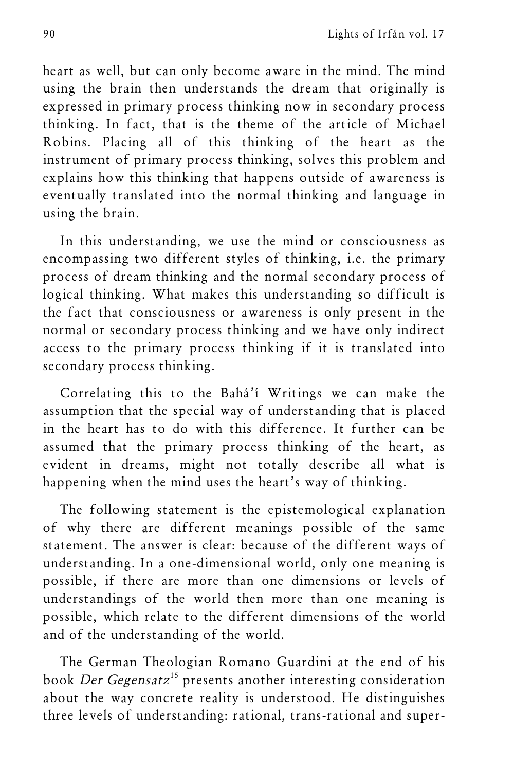heart as well, but can only become aware in the mind. The mind using the brain then understands the dream that originally is expressed in primary process thinking now in secondary process thinking. In fact, that is the theme of the article of Michael Robins. Placing all of this thinking of the heart as the instrument of primary process thinking, solves this problem and explains how this thinking that happens outside of awareness is eventually translated into the normal thinking and language in using the brain.

In this understanding, we use the mind or consciousness as encompassing two different styles of thinking, i.e. the primary process of dream thinking and the normal secondary process of logical thinking. What makes this understanding so difficult is the fact that consciousness or awareness is only present in the normal or secondary process thinking and we have only indirect access to the primary process thinking if it is translated into secondary process thinking.

Correlating this to the Bahá'í Writings we can make the assumption that the special way of understanding that is placed in the heart has to do with this difference. It further can be assumed that the primary process thinking of the heart, as evident in dreams, might not totally describe all what is happening when the mind uses the heart's way of thinking.

The following statement is the epistemological explanation of why there are different meanings possible of the same statement. The answer is clear: because of the different ways of understanding. In a one-dimensional world, only one meaning is possible, if there are more than one dimensions or levels of understandings of the world then more than one meaning is possible, which relate to the different dimensions of the world and of the understanding of the world.

The German Theologian Romano Guardini at the end of his book *Der Gegensatz*[15] presents another interesting consideration about the way concrete reality is understood. He distinguishes three levels of understanding: rational, trans-rational and super-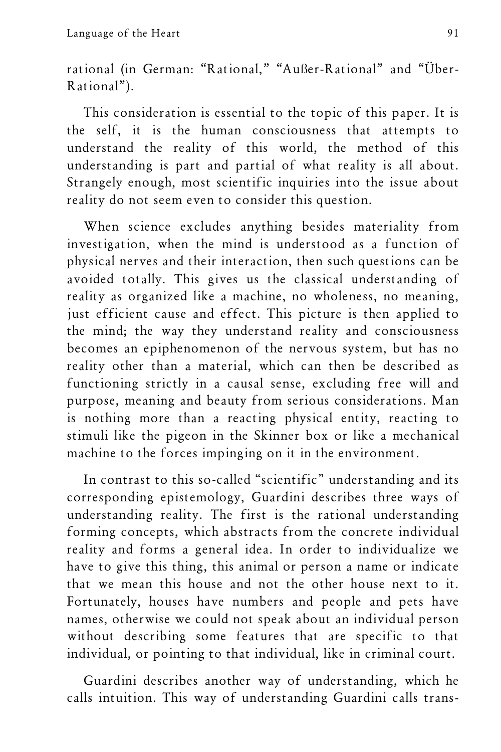rational (in German: "Rational," "Außer-Rational" and "Über-Rational").

This consideration is essential to the topic of this paper. It is the self, it is the human consciousness that attempts to understand the reality of this world, the method of this understanding is part and partial of what reality is all about. Strangely enough, most scientific inquiries into the issue about reality do not seem even to consider this question.

When science excludes anything besides materiality from investigation, when the mind is understood as a function of physical nerves and their interaction, then such questions can be avoided totally. This gives us the classical understanding of reality as organized like a machine, no wholeness, no meaning, just efficient cause and effect. This picture is then applied to the mind; the way they understand reality and consciousness becomes an epiphenomenon of the nervous system, but has no reality other than a material, which can then be described as functioning strictly in a causal sense, excluding free will and purpose, meaning and beauty from serious considerations. Man is nothing more than a reacting physical entity, reacting to stimuli like the pigeon in the Skinner box or like a mechanical machine to the forces impinging on it in the environment.

In contrast to this so-called "scientific" understanding and its corresponding epistemology, Guardini describes three ways of understanding reality. The first is the rational understanding forming concepts, which abstracts from the concrete individual reality and forms a general idea. In order to individualize we have to give this thing, this animal or person a name or indicate that we mean this house and not the other house next to it. Fortunately, houses have numbers and people and pets have names, otherwise we could not speak about an individual person without describing some features that are specific to that individual, or pointing to that individual, like in criminal court.

Guardini describes another way of understanding, which he calls intuition. This way of understanding Guardini calls trans-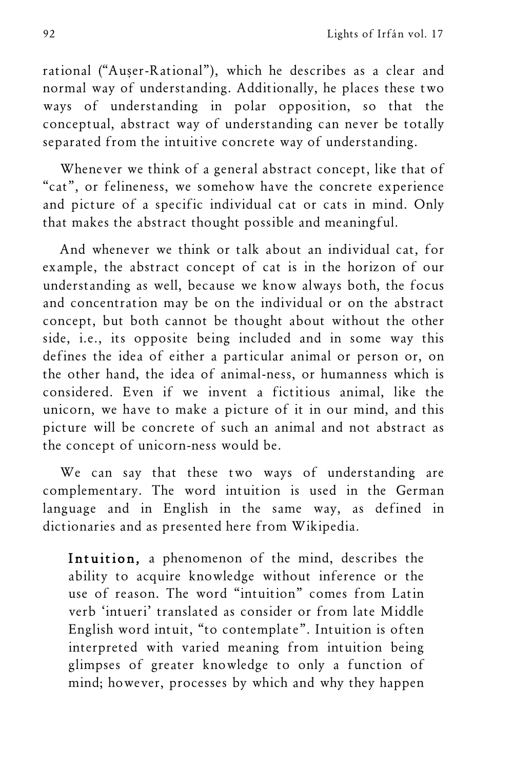rational ("Auşer-Rational"), which he describes as a clear and normal way of understanding. Additionally, he places these two ways of understanding in polar opposition, so that the conceptual, abstract way of understanding can never be totally separated from the intuitive concrete way of understanding.

Whenever we think of a general abstract concept, like that of "cat", or felineness, we somehow have the concrete experience and picture of a specific individual cat or cats in mind. Only that makes the abstract thought possible and meaningful.

And whenever we think or talk about an individual cat, for example, the abstract concept of cat is in the horizon of our understanding as well, because we know always both, the focus and concentration may be on the individual or on the abstract concept, but both cannot be thought about without the other side, i.e., its opposite being included and in some way this defines the idea of either a particular animal or person or, on the other hand, the idea of animal-ness, or humanness which is considered. Even if we invent a fictitious animal, like the unicorn, we have to make a picture of it in our mind, and this picture will be concrete of such an animal and not abstract as the concept of unicorn-ness would be.

We can say that these two ways of understanding are complementary. The word intuition is used in the German language and in English in the same way, as defined in dictionaries and as presented here from Wikipedia.

> **Intuition,** a phenomenon of the mind, describes the ability to acquire knowledge without inference or the use of reason. The word "intuition" comes from Latin verb 'intueri' translated as consider or from late Middle English word intuit, "to contemplate". Intuition is often interpreted with varied meaning from intuition being glimpses of greater knowledge to only a function of mind; however, processes by which and why they happen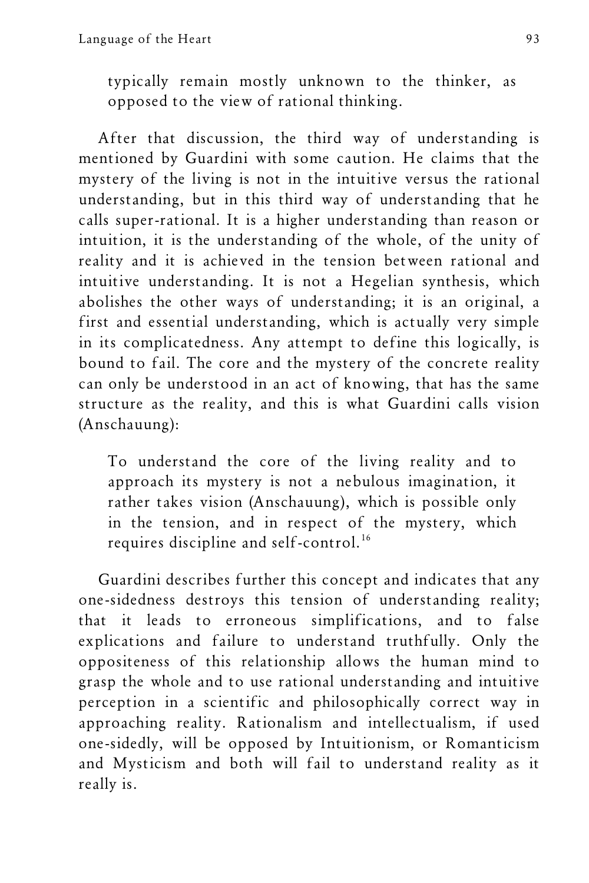> typically remain mostly unknown to the thinker, as opposed to the view of rational thinking.

After that discussion, the third way of understanding is mentioned by Guardini with some caution. He claims that the mystery of the living is not in the intuitive versus the rational understanding, but in this third way of understanding that he calls super-rational. It is a higher understanding than reason or intuition, it is the understanding of the whole, of the unity of reality and it is achieved in the tension between rational and intuitive understanding. It is not a Hegelian synthesis, which abolishes the other ways of understanding; it is an original, a first and essential understanding, which is actually very simple in its complicatedness. Any attempt to define this logically, is bound to fail. The core and the mystery of the concrete reality can only be understood in an act of knowing, that has the same structure as the reality, and this is what Guardini calls vision (Anschauung):

> To understand the core of the living reality and to approach its mystery is not a nebulous imagination, it rather takes vision (Anschauung), which is possible only in the tension, and in respect of the mystery, which requires discipline and self-control.[16]

Guardini describes further this concept and indicates that any one-sidedness destroys this tension of understanding reality; that it leads to erroneous simplifications, and to false explications and failure to understand truthfully. Only the oppositeness of this relationship allows the human mind to grasp the whole and to use rational understanding and intuitive perception in a scientific and philosophically correct way in approaching reality. Rationalism and intellectualism, if used one-sidedly, will be opposed by Intuitionism, or Romanticism and Mysticism and both will fail to understand reality as it really is.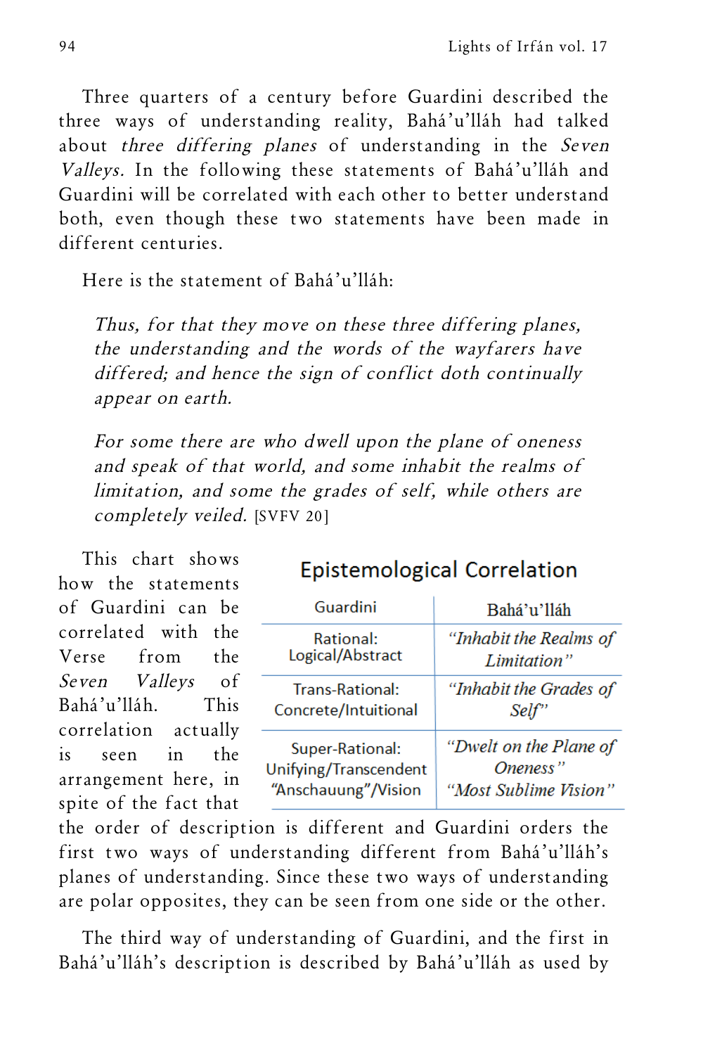Three quarters of a century before Guardini described the three ways of understanding reality, Bahá'u'lláh had talked about *three differing planes* of understanding in the *Seven Valleys.* In the following these statements of Bahá'u'lláh and Guardini will be correlated with each other to better understand both, even though these two statements have been made in different centuries.

Here is the statement of Bahá'u'lláh:

> *Thus, for that they move on these three differing planes, the understanding and the words of the wayfarers have differed; and hence the sign of conflict doth continually appear on earth.*
>
> *For some there are who dwell upon the plane of oneness and speak of that world, and some inhabit the realms of limitation, and some the grades of self, while others are completely veiled.* [SVFV 20]

This chart shows how the statements of Guardini can be correlated with the Verse from the *Seven Valleys* of Bahá'u'lláh. This correlation actually is seen in the arrangement here, in spite of the fact that the order of description is different and Guardini orders the first two ways of understanding different from Bahá'u'lláh's planes of understanding. Since these two ways of understanding are polar opposites, they can be seen from one side or the other.

**Epistemological Correlation**

| Guardini | Bahá'u'lláh |
|---|---|
| Rational: Logical/Abstract | *"Inhabit the Realms of Limitation"* |
| Trans-Rational: Concrete/Intuitional | *"Inhabit the Grades of Self"* |
| Super-Rational: Unifying/Transcendent "Anschauung"/Vision | *"Dwelt on the Plane of Oneness"* *"Most Sublime Vision"* |

The third way of understanding of Guardini, and the first in Bahá'u'lláh's description is described by Bahá'u'lláh as used by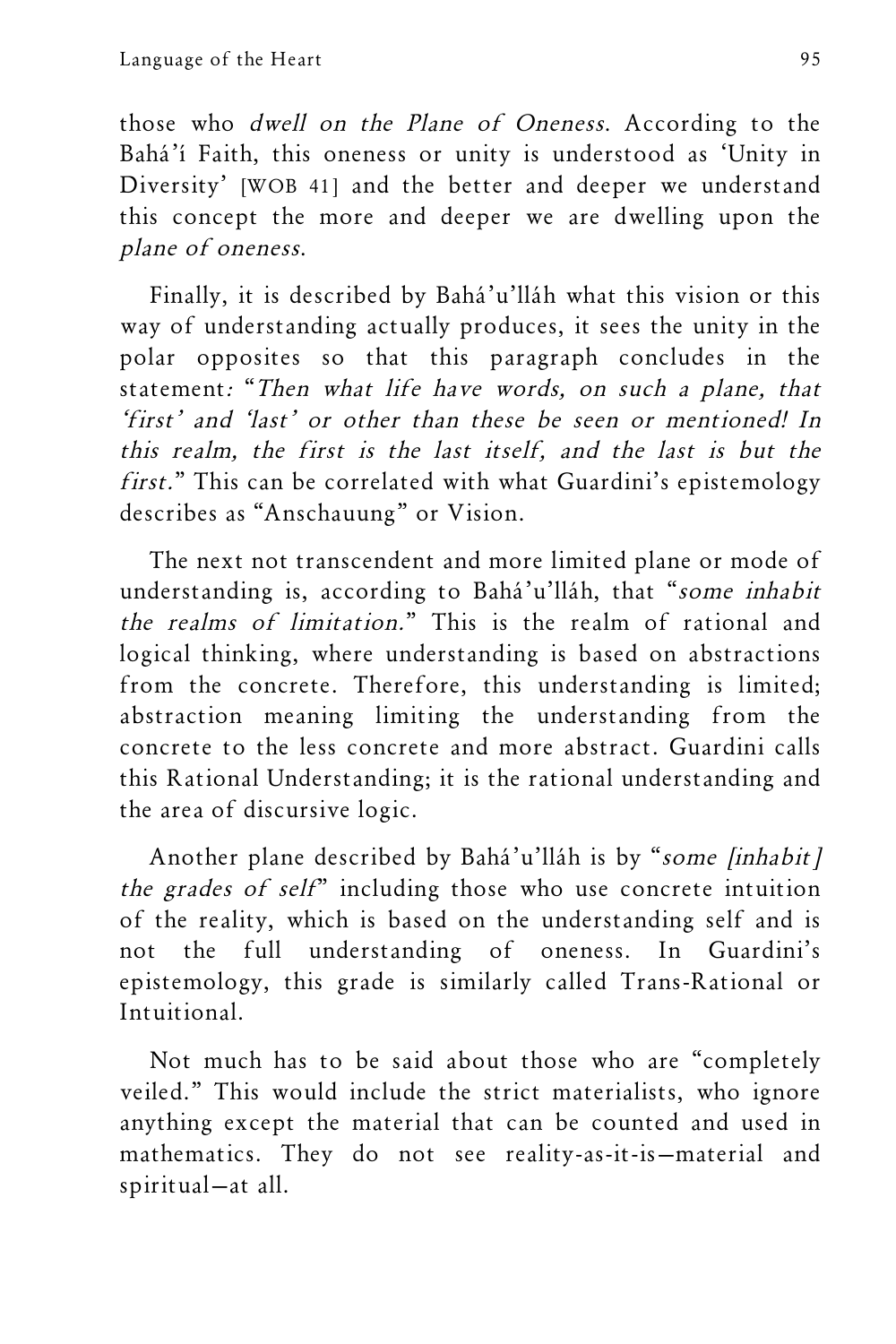those who *dwell on the Plane of Oneness*. According to the Bahá'í Faith, this oneness or unity is understood as 'Unity in Diversity' [WOB 41] and the better and deeper we understand this concept the more and deeper we are dwelling upon the *plane of oneness*.

Finally, it is described by Bahá'u'lláh what this vision or this way of understanding actually produces, it sees the unity in the polar opposites so that this paragraph concludes in the statement: "*Then what life have words, on such a plane, that 'first' and 'last' or other than these be seen or mentioned! In this realm, the first is the last itself, and the last is but the first.*" This can be correlated with what Guardini's epistemology describes as "Anschauung" or Vision.

The next not transcendent and more limited plane or mode of understanding is, according to Bahá'u'lláh, that "*some inhabit the realms of limitation.*" This is the realm of rational and logical thinking, where understanding is based on abstractions from the concrete. Therefore, this understanding is limited; abstraction meaning limiting the understanding from the concrete to the less concrete and more abstract. Guardini calls this Rational Understanding; it is the rational understanding and the area of discursive logic.

Another plane described by Bahá'u'lláh is by "*some [inhabit] the grades of self*" including those who use concrete intuition of the reality, which is based on the understanding self and is not the full understanding of oneness. In Guardini's epistemology, this grade is similarly called Trans-Rational or Intuitional.

Not much has to be said about those who are "completely veiled." This would include the strict materialists, who ignore anything except the material that can be counted and used in mathematics. They do not see reality-as-it-is—material and spiritual—at all.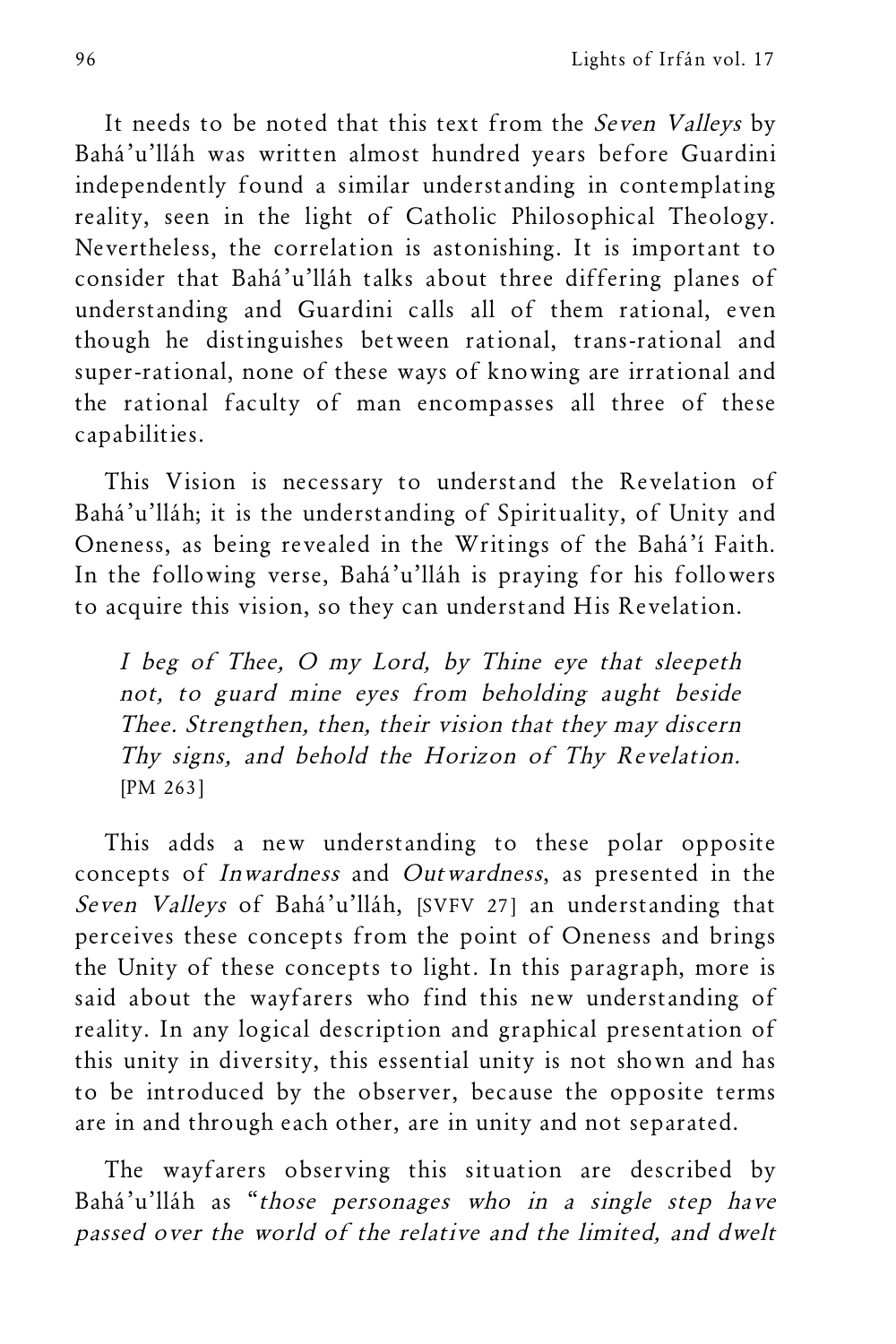It needs to be noted that this text from the *Seven Valleys* by Bahá'u'lláh was written almost hundred years before Guardini independently found a similar understanding in contemplating reality, seen in the light of Catholic Philosophical Theology. Nevertheless, the correlation is astonishing. It is important to consider that Bahá'u'lláh talks about three differing planes of understanding and Guardini calls all of them rational, even though he distinguishes between rational, trans-rational and super-rational, none of these ways of knowing are irrational and the rational faculty of man encompasses all three of these capabilities.

This Vision is necessary to understand the Revelation of Bahá'u'lláh; it is the understanding of Spirituality, of Unity and Oneness, as being revealed in the Writings of the Bahá'í Faith. In the following verse, Bahá'u'lláh is praying for his followers to acquire this vision, so they can understand His Revelation.

> *I beg of Thee, O my Lord, by Thine eye that sleepeth not, to guard mine eyes from beholding aught beside Thee. Strengthen, then, their vision that they may discern Thy signs, and behold the Horizon of Thy Revelation.* [PM 263]

This adds a new understanding to these polar opposite concepts of *Inwardness* and *Outwardness*, as presented in the *Seven Valleys* of Bahá'u'lláh, [SVFV 27] an understanding that perceives these concepts from the point of Oneness and brings the Unity of these concepts to light. In this paragraph, more is said about the wayfarers who find this new understanding of reality. In any logical description and graphical presentation of this unity in diversity, this essential unity is not shown and has to be introduced by the observer, because the opposite terms are in and through each other, are in unity and not separated.

The wayfarers observing this situation are described by Bahá'u'lláh as "*those personages who in a single step have passed over the world of the relative and the limited, and dwelt*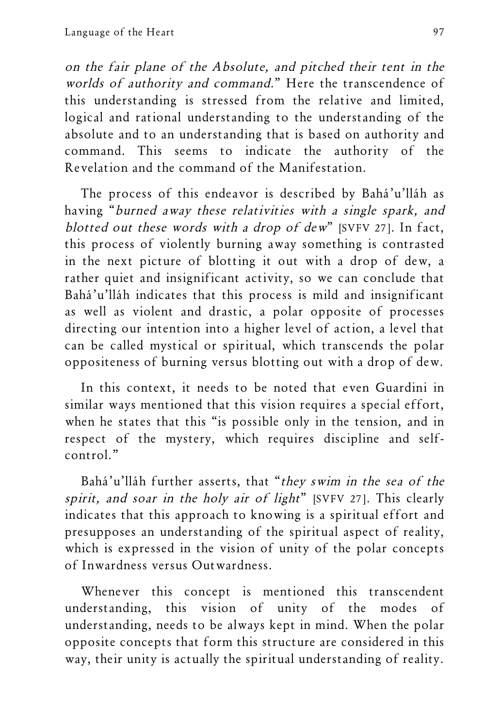*on the fair plane of the Absolute, and pitched their tent in the worlds of authority and command.*" Here the transcendence of this understanding is stressed from the relative and limited, logical and rational understanding to the understanding of the absolute and to an understanding that is based on authority and command. This seems to indicate the authority of the Revelation and the command of the Manifestation.

The process of this endeavor is described by Bahá'u'lláh as having "*burned away these relativities with a single spark, and blotted out these words with a drop of dew*" [SVFV 27]. In fact, this process of violently burning away something is contrasted in the next picture of blotting it out with a drop of dew, a rather quiet and insignificant activity, so we can conclude that Bahá'u'lláh indicates that this process is mild and insignificant as well as violent and drastic, a polar opposite of processes directing our intention into a higher level of action, a level that can be called mystical or spiritual, which transcends the polar oppositeness of burning versus blotting out with a drop of dew.

In this context, it needs to be noted that even Guardini in similar ways mentioned that this vision requires a special effort, when he states that this "is possible only in the tension, and in respect of the mystery, which requires discipline and self-control."

Bahá'u'lláh further asserts, that "*they swim in the sea of the spirit, and soar in the holy air of light*" [SVFV 27]. This clearly indicates that this approach to knowing is a spiritual effort and presupposes an understanding of the spiritual aspect of reality, which is expressed in the vision of unity of the polar concepts of Inwardness versus Outwardness.

Whenever this concept is mentioned this transcendent understanding, this vision of unity of the modes of understanding, needs to be always kept in mind. When the polar opposite concepts that form this structure are considered in this way, their unity is actually the spiritual understanding of reality.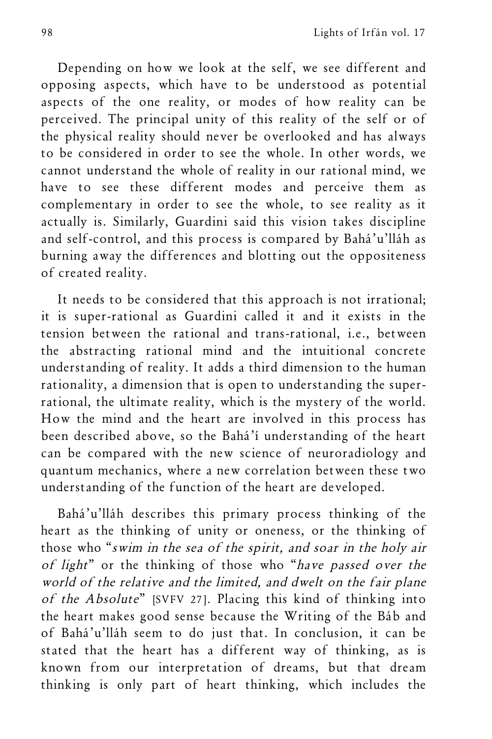Depending on how we look at the self, we see different and opposing aspects, which have to be understood as potential aspects of the one reality, or modes of how reality can be perceived. The principal unity of this reality of the self or of the physical reality should never be overlooked and has always to be considered in order to see the whole. In other words, we cannot understand the whole of reality in our rational mind, we have to see these different modes and perceive them as complementary in order to see the whole, to see reality as it actually is. Similarly, Guardini said this vision takes discipline and self-control, and this process is compared by Bahá'u'lláh as burning away the differences and blotting out the oppositeness of created reality.

It needs to be considered that this approach is not irrational; it is super-rational as Guardini called it and it exists in the tension between the rational and trans-rational, i.e., between the abstracting rational mind and the intuitional concrete understanding of reality. It adds a third dimension to the human rationality, a dimension that is open to understanding the super-rational, the ultimate reality, which is the mystery of the world. How the mind and the heart are involved in this process has been described above, so the Bahá'í understanding of the heart can be compared with the new science of neuroradiology and quantum mechanics, where a new correlation between these two understanding of the function of the heart are developed.

Bahá'u'lláh describes this primary process thinking of the heart as the thinking of unity or oneness, or the thinking of those who "*swim in the sea of the spirit, and soar in the holy air of light*" or the thinking of those who "*have passed over the world of the relative and the limited, and dwelt on the fair plane of the Absolute*" [SVFV 27]. Placing this kind of thinking into the heart makes good sense because the Writing of the Báb and of Bahá'u'lláh seem to do just that. In conclusion, it can be stated that the heart has a different way of thinking, as is known from our interpretation of dreams, but that dream thinking is only part of heart thinking, which includes the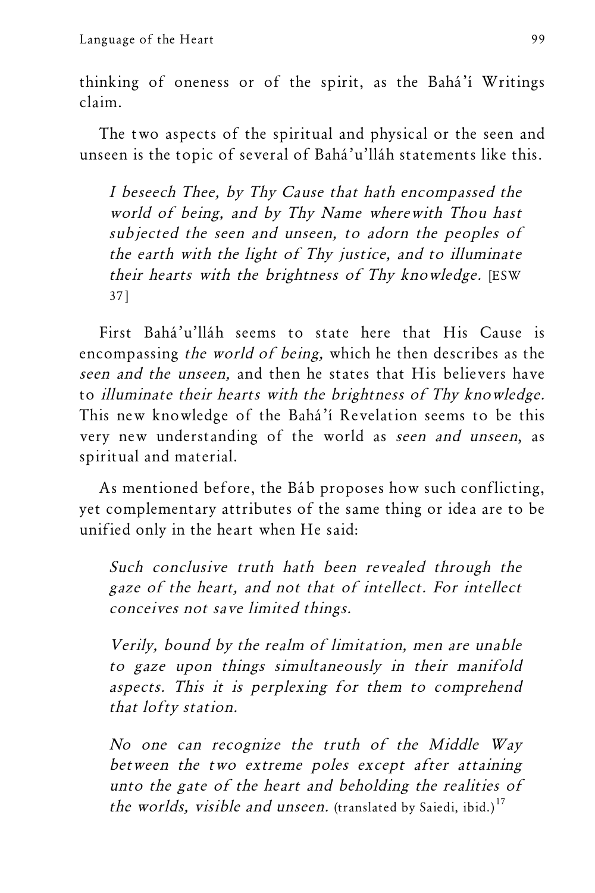thinking of oneness or of the spirit, as the Bahá'í Writings claim.

The two aspects of the spiritual and physical or the seen and unseen is the topic of several of Bahá'u'lláh statements like this.

> *I beseech Thee, by Thy Cause that hath encompassed the world of being, and by Thy Name wherewith Thou hast subjected the seen and unseen, to adorn the peoples of the earth with the light of Thy justice, and to illuminate their hearts with the brightness of Thy knowledge.* [ESW 37]

First Bahá'u'lláh seems to state here that His Cause is encompassing *the world of being,* which he then describes as the *seen and the unseen,* and then he states that His believers have to *illuminate their hearts with the brightness of Thy knowledge.* This new knowledge of the Bahá'í Revelation seems to be this very new understanding of the world as *seen and unseen*, as spiritual and material.

As mentioned before, the Báb proposes how such conflicting, yet complementary attributes of the same thing or idea are to be unified only in the heart when He said:

> *Such conclusive truth hath been revealed through the gaze of the heart, and not that of intellect. For intellect conceives not save limited things.*
>
> *Verily, bound by the realm of limitation, men are unable to gaze upon things simultaneously in their manifold aspects. This it is perplexing for them to comprehend that lofty station.*
>
> *No one can recognize the truth of the Middle Way between the two extreme poles except after attaining unto the gate of the heart and beholding the realities of the worlds, visible and unseen.* (translated by Saiedi, ibid.)[17]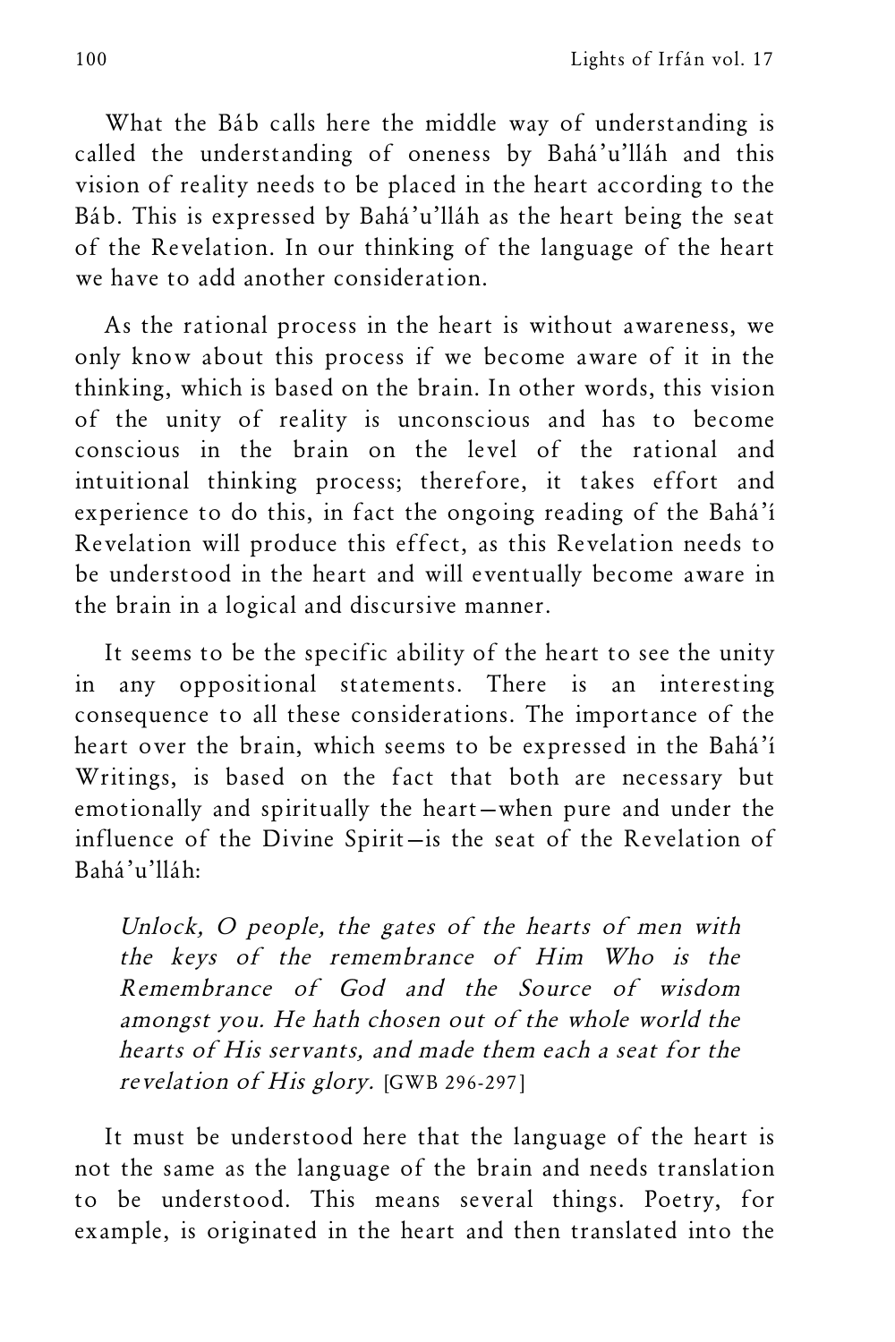What the Báb calls here the middle way of understanding is called the understanding of oneness by Bahá'u'lláh and this vision of reality needs to be placed in the heart according to the Báb. This is expressed by Bahá'u'lláh as the heart being the seat of the Revelation. In our thinking of the language of the heart we have to add another consideration.

As the rational process in the heart is without awareness, we only know about this process if we become aware of it in the thinking, which is based on the brain. In other words, this vision of the unity of reality is unconscious and has to become conscious in the brain on the level of the rational and intuitional thinking process; therefore, it takes effort and experience to do this, in fact the ongoing reading of the Bahá'í Revelation will produce this effect, as this Revelation needs to be understood in the heart and will eventually become aware in the brain in a logical and discursive manner.

It seems to be the specific ability of the heart to see the unity in any oppositional statements. There is an interesting consequence to all these considerations. The importance of the heart over the brain, which seems to be expressed in the Bahá'í Writings, is based on the fact that both are necessary but emotionally and spiritually the heart—when pure and under the influence of the Divine Spirit—is the seat of the Revelation of Bahá'u'lláh:

> *Unlock, O people, the gates of the hearts of men with the keys of the remembrance of Him Who is the Remembrance of God and the Source of wisdom amongst you. He hath chosen out of the whole world the hearts of His servants, and made them each a seat for the revelation of His glory.* [GWB 296-297]

It must be understood here that the language of the heart is not the same as the language of the brain and needs translation to be understood. This means several things. Poetry, for example, is originated in the heart and then translated into the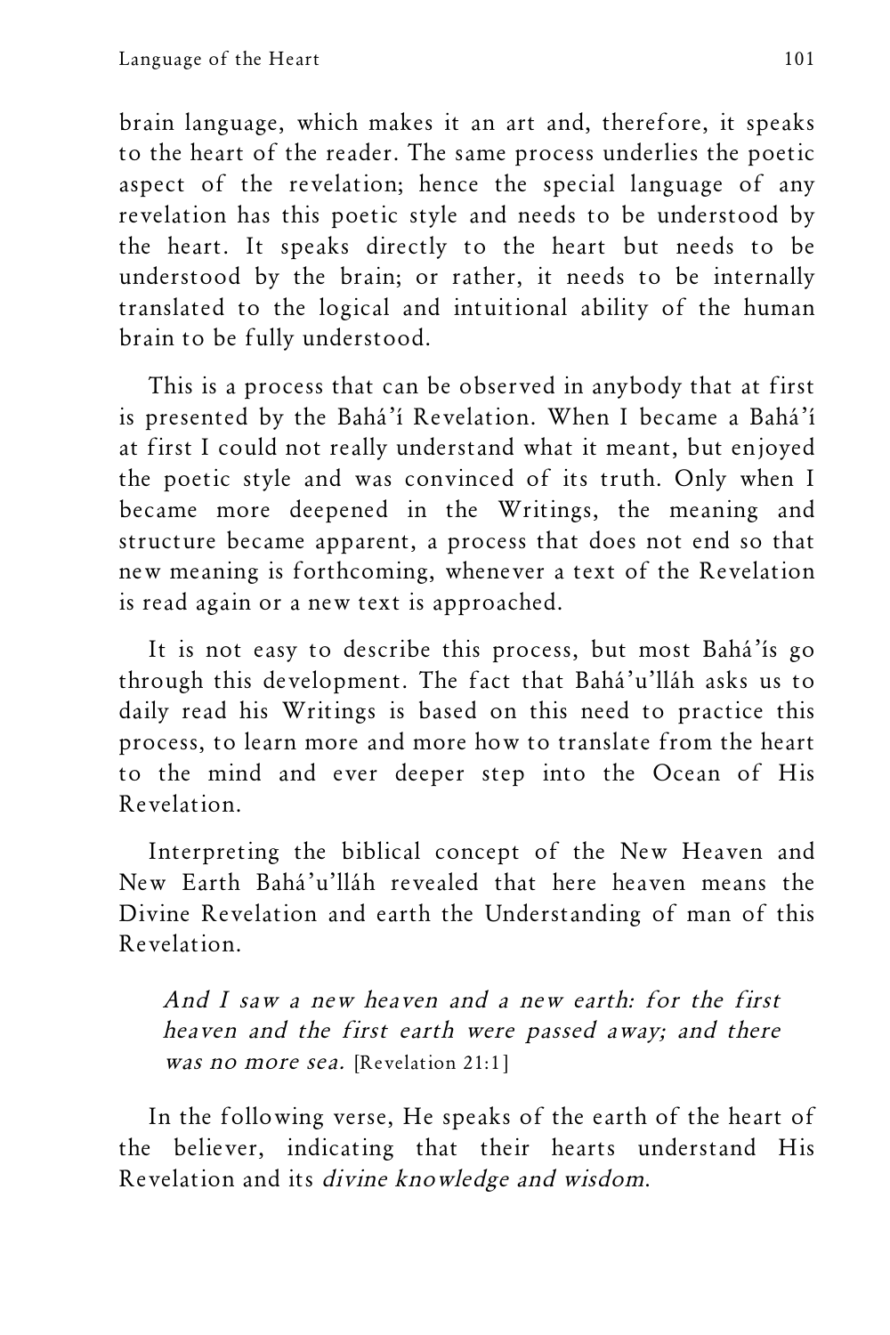brain language, which makes it an art and, therefore, it speaks to the heart of the reader. The same process underlies the poetic aspect of the revelation; hence the special language of any revelation has this poetic style and needs to be understood by the heart. It speaks directly to the heart but needs to be understood by the brain; or rather, it needs to be internally translated to the logical and intuitional ability of the human brain to be fully understood.

This is a process that can be observed in anybody that at first is presented by the Bahá'í Revelation. When I became a Bahá'í at first I could not really understand what it meant, but enjoyed the poetic style and was convinced of its truth. Only when I became more deepened in the Writings, the meaning and structure became apparent, a process that does not end so that new meaning is forthcoming, whenever a text of the Revelation is read again or a new text is approached.

It is not easy to describe this process, but most Bahá'ís go through this development. The fact that Bahá'u'lláh asks us to daily read his Writings is based on this need to practice this process, to learn more and more how to translate from the heart to the mind and ever deeper step into the Ocean of His Revelation.

Interpreting the biblical concept of the New Heaven and New Earth Bahá'u'lláh revealed that here heaven means the Divine Revelation and earth the Understanding of man of this Revelation.

> *And I saw a new heaven and a new earth: for the first heaven and the first earth were passed away; and there was no more sea.* [Revelation 21:1]

In the following verse, He speaks of the earth of the heart of the believer, indicating that their hearts understand His Revelation and its *divine knowledge and wisdom*.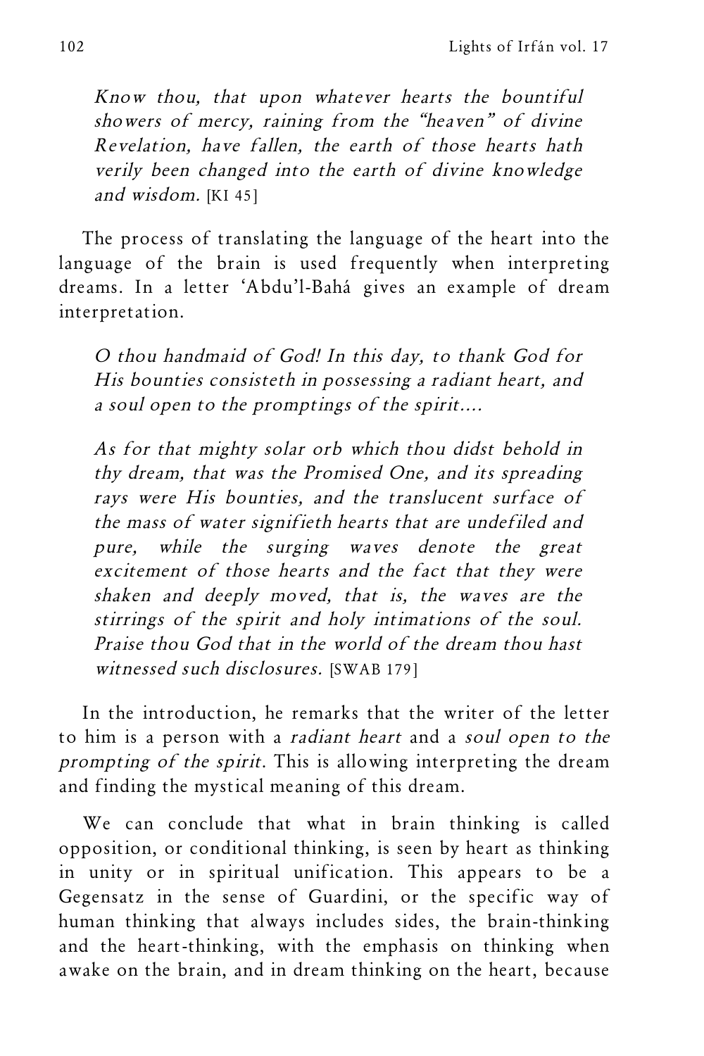> *Know thou, that upon whatever hearts the bountiful showers of mercy, raining from the "heaven" of divine Revelation, have fallen, the earth of those hearts hath verily been changed into the earth of divine knowledge and wisdom.* [KI 45]

The process of translating the language of the heart into the language of the brain is used frequently when interpreting dreams. In a letter 'Abdu'l-Bahá gives an example of dream interpretation.

> *O thou handmaid of God! In this day, to thank God for His bounties consisteth in possessing a radiant heart, and a soul open to the promptings of the spirit....*
>
> *As for that mighty solar orb which thou didst behold in thy dream, that was the Promised One, and its spreading rays were His bounties, and the translucent surface of the mass of water signifieth hearts that are undefiled and pure, while the surging waves denote the great excitement of those hearts and the fact that they were shaken and deeply moved, that is, the waves are the stirrings of the spirit and holy intimations of the soul. Praise thou God that in the world of the dream thou hast witnessed such disclosures.* [SWAB 179]

In the introduction, he remarks that the writer of the letter to him is a person with a *radiant heart* and a *soul open to the prompting of the spirit*. This is allowing interpreting the dream and finding the mystical meaning of this dream.

We can conclude that what in brain thinking is called opposition, or conditional thinking, is seen by heart as thinking in unity or in spiritual unification. This appears to be a Gegensatz in the sense of Guardini, or the specific way of human thinking that always includes sides, the brain-thinking and the heart-thinking, with the emphasis on thinking when awake on the brain, and in dream thinking on the heart, because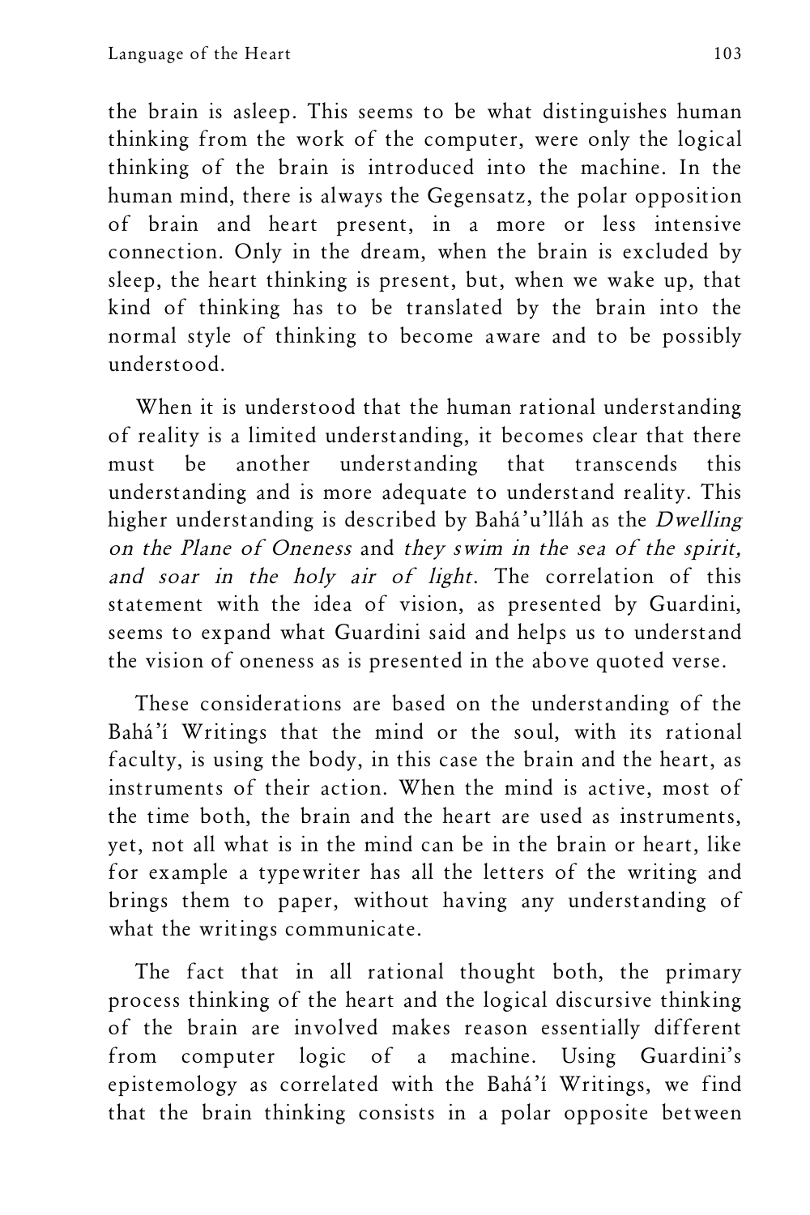the brain is asleep. This seems to be what distinguishes human thinking from the work of the computer, were only the logical thinking of the brain is introduced into the machine. In the human mind, there is always the Gegensatz, the polar opposition of brain and heart present, in a more or less intensive connection. Only in the dream, when the brain is excluded by sleep, the heart thinking is present, but, when we wake up, that kind of thinking has to be translated by the brain into the normal style of thinking to become aware and to be possibly understood.

When it is understood that the human rational understanding of reality is a limited understanding, it becomes clear that there must be another understanding that transcends this understanding and is more adequate to understand reality. This higher understanding is described by Bahá'u'lláh as the *Dwelling on the Plane of Oneness* and *they swim in the sea of the spirit, and soar in the holy air of light*. The correlation of this statement with the idea of vision, as presented by Guardini, seems to expand what Guardini said and helps us to understand the vision of oneness as is presented in the above quoted verse.

These considerations are based on the understanding of the Bahá'í Writings that the mind or the soul, with its rational faculty, is using the body, in this case the brain and the heart, as instruments of their action. When the mind is active, most of the time both, the brain and the heart are used as instruments, yet, not all what is in the mind can be in the brain or heart, like for example a typewriter has all the letters of the writing and brings them to paper, without having any understanding of what the writings communicate.

The fact that in all rational thought both, the primary process thinking of the heart and the logical discursive thinking of the brain are involved makes reason essentially different from computer logic of a machine. Using Guardini's epistemology as correlated with the Bahá'í Writings, we find that the brain thinking consists in a polar opposite between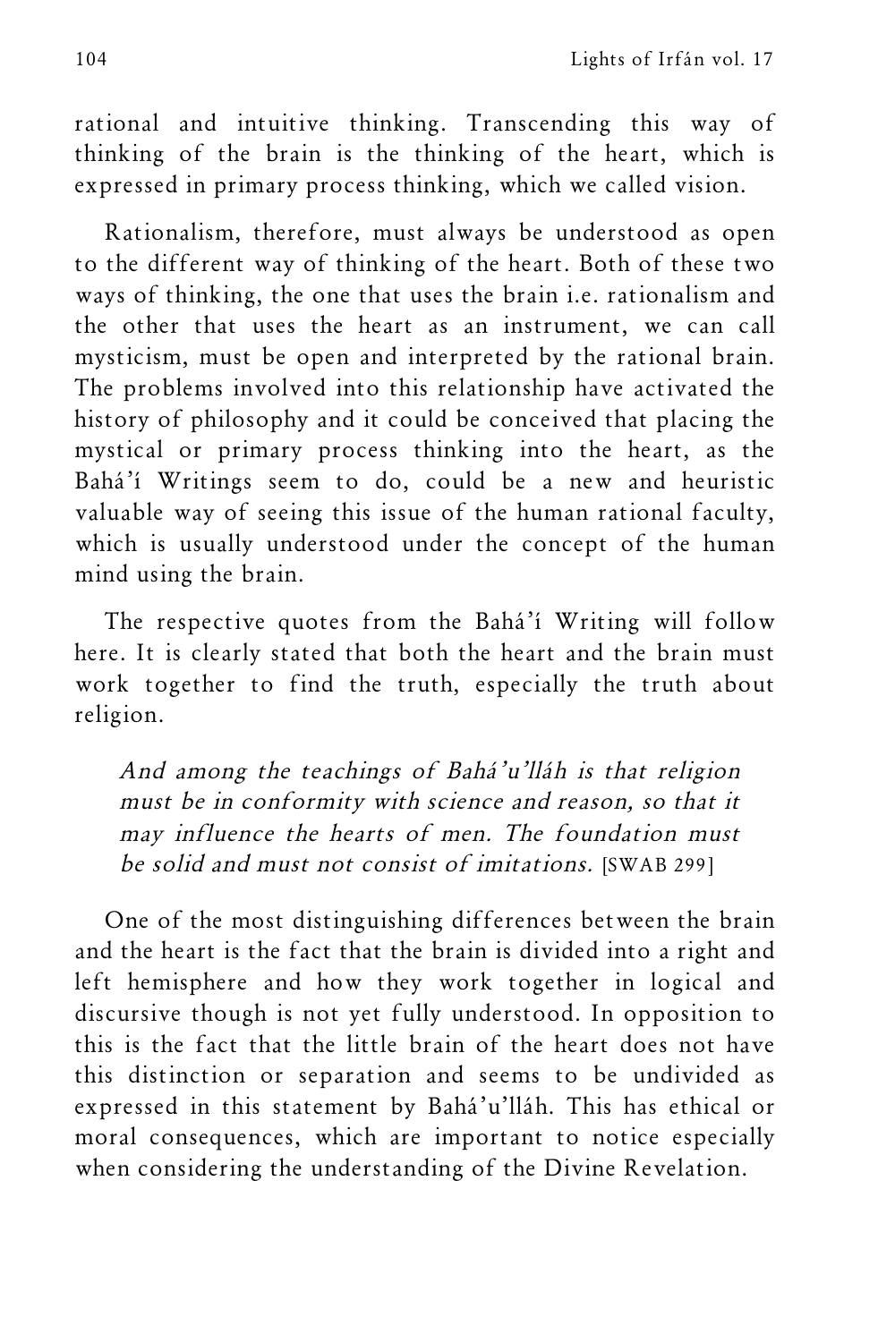rational and intuitive thinking. Transcending this way of thinking of the brain is the thinking of the heart, which is expressed in primary process thinking, which we called vision.

Rationalism, therefore, must always be understood as open to the different way of thinking of the heart. Both of these two ways of thinking, the one that uses the brain i.e. rationalism and the other that uses the heart as an instrument, we can call mysticism, must be open and interpreted by the rational brain. The problems involved into this relationship have activated the history of philosophy and it could be conceived that placing the mystical or primary process thinking into the heart, as the Bahá'í Writings seem to do, could be a new and heuristic valuable way of seeing this issue of the human rational faculty, which is usually understood under the concept of the human mind using the brain.

The respective quotes from the Bahá'í Writing will follow here. It is clearly stated that both the heart and the brain must work together to find the truth, especially the truth about religion.

> *And among the teachings of Bahá'u'lláh is that religion must be in conformity with science and reason, so that it may influence the hearts of men. The foundation must be solid and must not consist of imitations.* [SWAB 299]

One of the most distinguishing differences between the brain and the heart is the fact that the brain is divided into a right and left hemisphere and how they work together in logical and discursive though is not yet fully understood. In opposition to this is the fact that the little brain of the heart does not have this distinction or separation and seems to be undivided as expressed in this statement by Bahá'u'lláh. This has ethical or moral consequences, which are important to notice especially when considering the understanding of the Divine Revelation.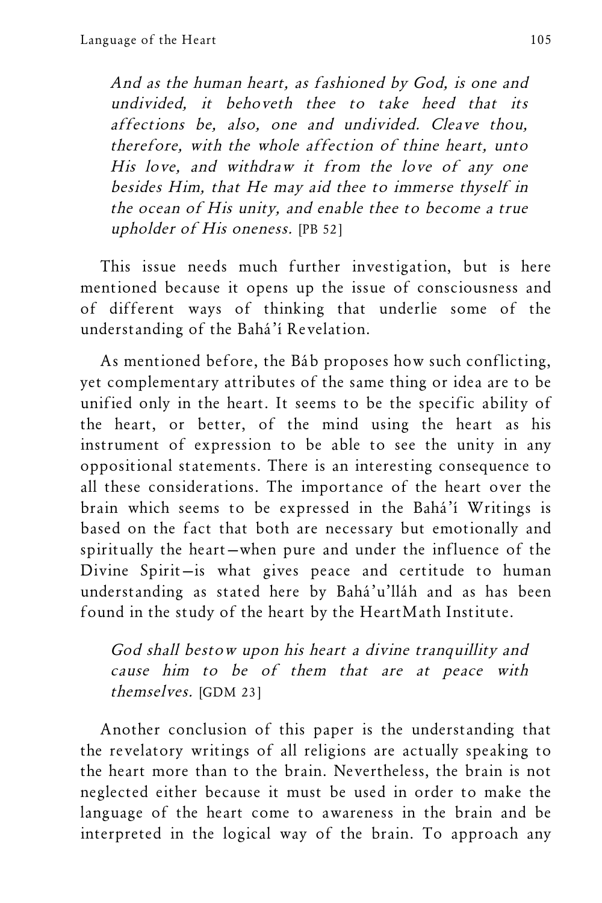> *And as the human heart, as fashioned by God, is one and undivided, it behoveth thee to take heed that its affections be, also, one and undivided. Cleave thou, therefore, with the whole affection of thine heart, unto His love, and withdraw it from the love of any one besides Him, that He may aid thee to immerse thyself in the ocean of His unity, and enable thee to become a true upholder of His oneness.* [PB 52]

This issue needs much further investigation, but is here mentioned because it opens up the issue of consciousness and of different ways of thinking that underlie some of the understanding of the Bahá'í Revelation.

As mentioned before, the Báb proposes how such conflicting, yet complementary attributes of the same thing or idea are to be unified only in the heart. It seems to be the specific ability of the heart, or better, of the mind using the heart as his instrument of expression to be able to see the unity in any oppositional statements. There is an interesting consequence to all these considerations. The importance of the heart over the brain which seems to be expressed in the Bahá'í Writings is based on the fact that both are necessary but emotionally and spiritually the heart—when pure and under the influence of the Divine Spirit—is what gives peace and certitude to human understanding as stated here by Bahá'u'lláh and as has been found in the study of the heart by the HeartMath Institute.

> *God shall bestow upon his heart a divine tranquillity and cause him to be of them that are at peace with themselves.* [GDM 23]

Another conclusion of this paper is the understanding that the revelatory writings of all religions are actually speaking to the heart more than to the brain. Nevertheless, the brain is not neglected either because it must be used in order to make the language of the heart come to awareness in the brain and be interpreted in the logical way of the brain. To approach any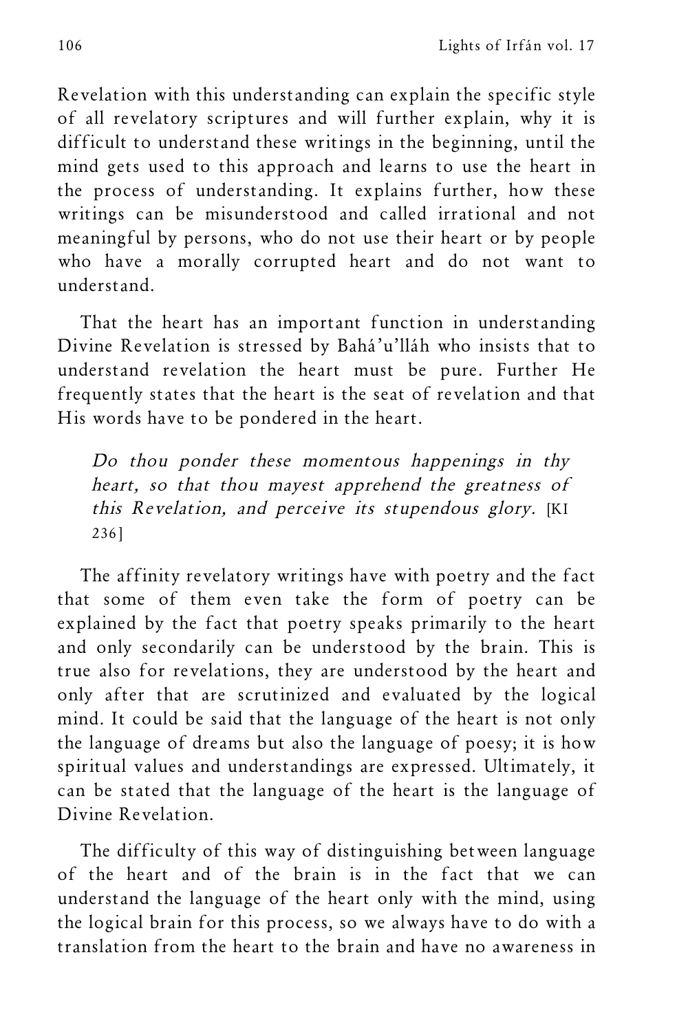Revelation with this understanding can explain the specific style of all revelatory scriptures and will further explain, why it is difficult to understand these writings in the beginning, until the mind gets used to this approach and learns to use the heart in the process of understanding. It explains further, how these writings can be misunderstood and called irrational and not meaningful by persons, who do not use their heart or by people who have a morally corrupted heart and do not want to understand.

That the heart has an important function in understanding Divine Revelation is stressed by Bahá'u'lláh who insists that to understand revelation the heart must be pure. Further He frequently states that the heart is the seat of revelation and that His words have to be pondered in the heart.

> *Do thou ponder these momentous happenings in thy heart, so that thou mayest apprehend the greatness of this Revelation, and perceive its stupendous glory.* [KI 236]

The affinity revelatory writings have with poetry and the fact that some of them even take the form of poetry can be explained by the fact that poetry speaks primarily to the heart and only secondarily can be understood by the brain. This is true also for revelations, they are understood by the heart and only after that are scrutinized and evaluated by the logical mind. It could be said that the language of the heart is not only the language of dreams but also the language of poesy; it is how spiritual values and understandings are expressed. Ultimately, it can be stated that the language of the heart is the language of Divine Revelation.

The difficulty of this way of distinguishing between language of the heart and of the brain is in the fact that we can understand the language of the heart only with the mind, using the logical brain for this process, so we always have to do with a translation from the heart to the brain and have no awareness in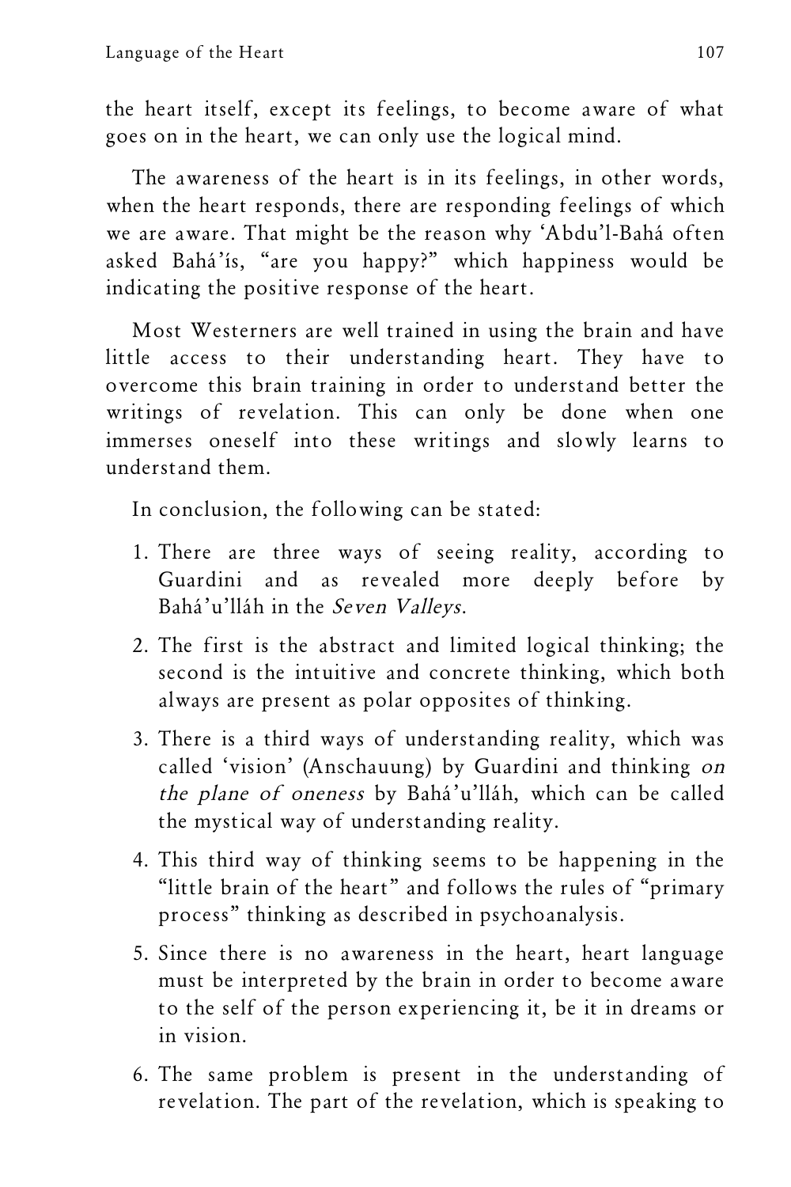the heart itself, except its feelings, to become aware of what goes on in the heart, we can only use the logical mind.

The awareness of the heart is in its feelings, in other words, when the heart responds, there are responding feelings of which we are aware. That might be the reason why 'Abdu'l-Bahá often asked Bahá'ís, "are you happy?" which happiness would be indicating the positive response of the heart.

Most Westerners are well trained in using the brain and have little access to their understanding heart. They have to overcome this brain training in order to understand better the writings of revelation. This can only be done when one immerses oneself into these writings and slowly learns to understand them.

In conclusion, the following can be stated:

1. There are three ways of seeing reality, according to Guardini and as revealed more deeply before by Bahá'u'lláh in the *Seven Valleys*.
2. The first is the abstract and limited logical thinking; the second is the intuitive and concrete thinking, which both always are present as polar opposites of thinking.
3. There is a third ways of understanding reality, which was called 'vision' (Anschauung) by Guardini and thinking *on the plane of oneness* by Bahá'u'lláh, which can be called the mystical way of understanding reality.
4. This third way of thinking seems to be happening in the "little brain of the heart" and follows the rules of "primary process" thinking as described in psychoanalysis.
5. Since there is no awareness in the heart, heart language must be interpreted by the brain in order to become aware to the self of the person experiencing it, be it in dreams or in vision.
6. The same problem is present in the understanding of revelation. The part of the revelation, which is speaking to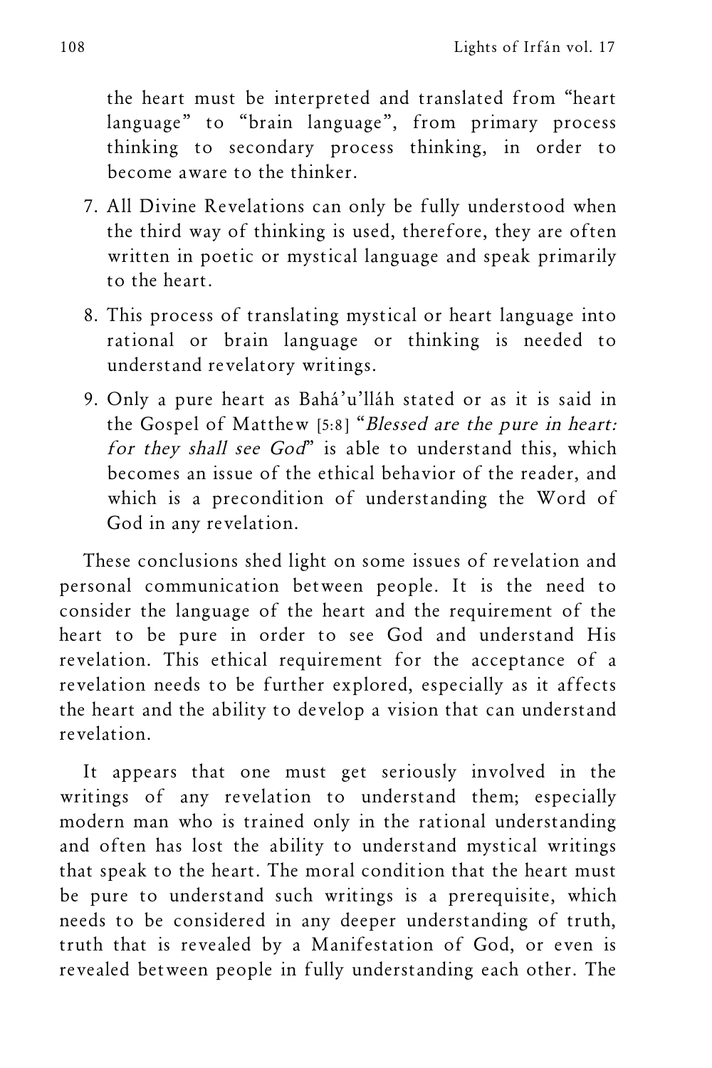the heart must be interpreted and translated from "heart language" to "brain language", from primary process thinking to secondary process thinking, in order to become aware to the thinker.

7. All Divine Revelations can only be fully understood when the third way of thinking is used, therefore, they are often written in poetic or mystical language and speak primarily to the heart.
8. This process of translating mystical or heart language into rational or brain language or thinking is needed to understand revelatory writings.
9. Only a pure heart as Bahá'u'lláh stated or as it is said in the Gospel of Matthew [5:8] "*Blessed are the pure in heart: for they shall see God*" is able to understand this, which becomes an issue of the ethical behavior of the reader, and which is a precondition of understanding the Word of God in any revelation.

These conclusions shed light on some issues of revelation and personal communication between people. It is the need to consider the language of the heart and the requirement of the heart to be pure in order to see God and understand His revelation. This ethical requirement for the acceptance of a revelation needs to be further explored, especially as it affects the heart and the ability to develop a vision that can understand revelation.

It appears that one must get seriously involved in the writings of any revelation to understand them; especially modern man who is trained only in the rational understanding and often has lost the ability to understand mystical writings that speak to the heart. The moral condition that the heart must be pure to understand such writings is a prerequisite, which needs to be considered in any deeper understanding of truth, truth that is revealed by a Manifestation of God, or even is revealed between people in fully understanding each other. The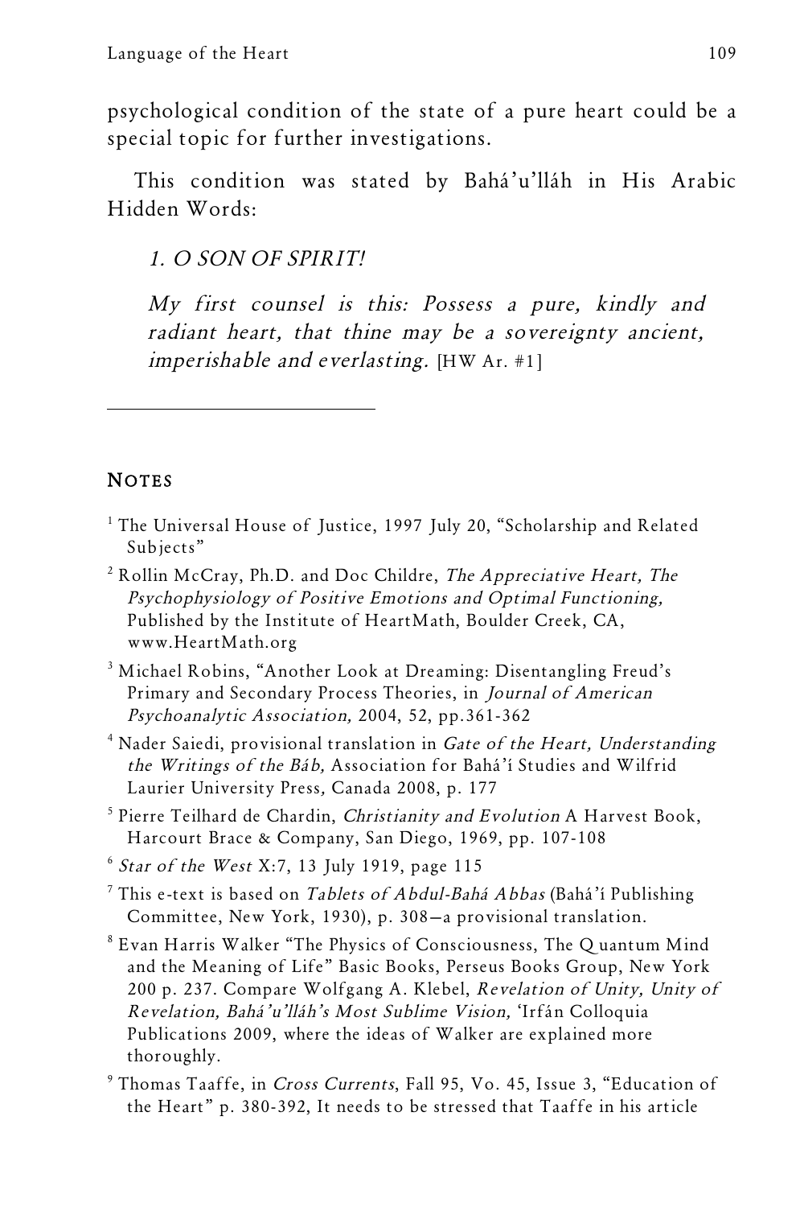psychological condition of the state of a pure heart could be a special topic for further investigations.

This condition was stated by Bahá'u'lláh in His Arabic Hidden Words:

> *1. O SON OF SPIRIT!*
>
> *My first counsel is this: Possess a pure, kindly and radiant heart, that thine may be a sovereignty ancient, imperishable and everlasting.* [HW Ar. #1]

---

## NOTES

[1] The Universal House of Justice, 1997 July 20, "Scholarship and Related Subjects"

[2] Rollin McCray, Ph.D. and Doc Childre, *The Appreciative Heart, The Psychophysiology of Positive Emotions and Optimal Functioning,* Published by the Institute of HeartMath, Boulder Creek, CA, www.HeartMath.org

[3] Michael Robins, "Another Look at Dreaming: Disentangling Freud's Primary and Secondary Process Theories, in *Journal of American Psychoanalytic Association,* 2004, 52, pp.361-362

[4] Nader Saiedi, provisional translation in *Gate of the Heart, Understanding the Writings of the Báb,* Association for Bahá'í Studies and Wilfrid Laurier University Press*,* Canada 2008, p. 177

[5] Pierre Teilhard de Chardin, *Christianity and Evolution* A Harvest Book, Harcourt Brace & Company, San Diego, 1969, pp. 107-108

[6] *Star of the West* X:7, 13 July 1919, page 115

[7] This e-text is based on *Tablets of Abdul-Bahá Abbas* (Bahá'í Publishing Committee, New York, 1930), p. 308—a provisional translation.

[8] Evan Harris Walker "The Physics of Consciousness, The Quantum Mind and the Meaning of Life" Basic Books, Perseus Books Group, New York 200 p. 237. Compare Wolfgang A. Klebel, *Revelation of Unity, Unity of Revelation, Bahá'u'lláh's Most Sublime Vision,* 'Irfán Colloquia Publications 2009, where the ideas of Walker are explained more thoroughly.

[9] Thomas Taaffe, in *Cross Currents*, Fall 95, Vo. 45, Issue 3, "Education of the Heart" p. 380-392, It needs to be stressed that Taaffe in his article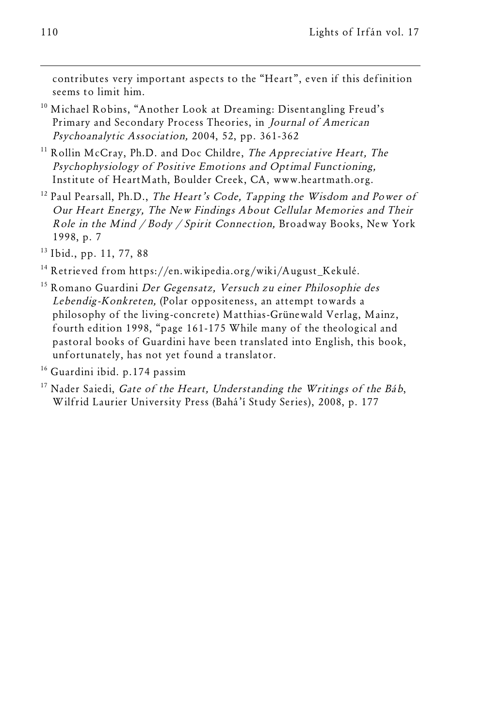contributes very important aspects to the "Heart", even if this definition seems to limit him.

[10] Michael Robins, "Another Look at Dreaming: Disentangling Freud's Primary and Secondary Process Theories, in *Journal of American Psychoanalytic Association,* 2004, 52, pp. 361-362

[11] Rollin McCray, Ph.D. and Doc Childre, *The Appreciative Heart, The Psychophysiology of Positive Emotions and Optimal Functioning,* Institute of HeartMath, Boulder Creek, CA, www.heartmath.org.

[12] Paul Pearsall, Ph.D., *The Heart's Code, Tapping the Wisdom and Power of Our Heart Energy, The New Findings About Cellular Memories and Their Role in the Mind / Body / Spirit Connection,* Broadway Books, New York 1998, p. 7

[13] Ibid., pp. 11, 77, 88

[14] Retrieved from https://en.wikipedia.org/wiki/August_Kekulé.

[15] Romano Guardini *Der Gegensatz, Versuch zu einer Philosophie des Lebendig-Konkreten,* (Polar oppositeness, an attempt towards a philosophy of the living-concrete) Matthias-Grünewald Verlag, Mainz, fourth edition 1998, "page 161-175 While many of the theological and pastoral books of Guardini have been translated into English, this book, unfortunately, has not yet found a translator.

[16] Guardini ibid. p.174 passim

[17] Nader Saiedi, *Gate of the Heart, Understanding the Writings of the Báb*, Wilfrid Laurier University Press (Bahá'í Study Series), 2008, p. 177